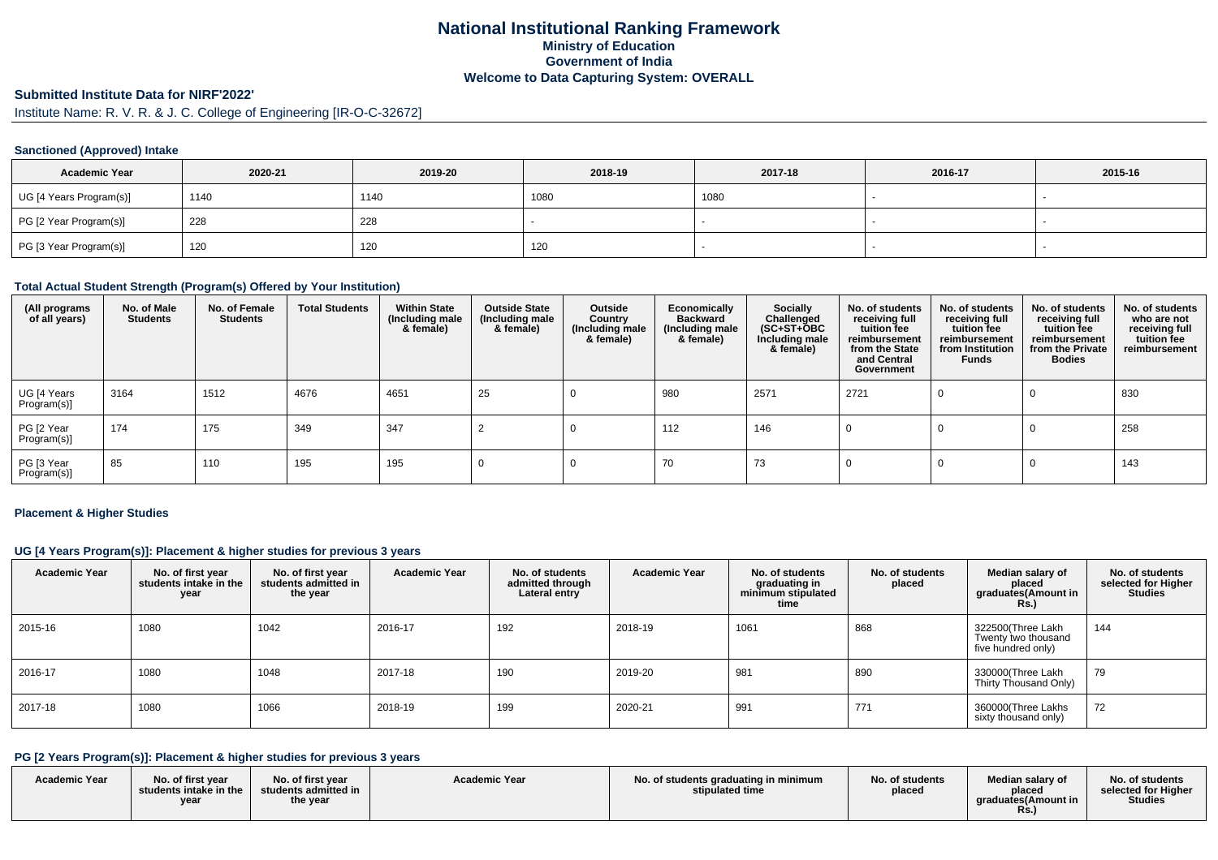# National Institutional Ranking Framework
## Ministry of Education
## Government of India
## Welcome to Data Capturing System: OVERALL

## Submitted Institute Data for NIRF'2022'

Institute Name: R. V. R. & J. C. College of Engineering [IR-O-C-32672]

### Sanctioned (Approved) Intake

| Academic Year | 2020-21 | 2019-20 | 2018-19 | 2017-18 | 2016-17 | 2015-16 |
|---|---|---|---|---|---|---|
| UG [4 Years Program(s)] | 1140 | 1140 | 1080 | 1080 | - | - |
| PG [2 Year Program(s)] | 228 | 228 | - | - | - | - |
| PG [3 Year Program(s)] | 120 | 120 | 120 | - | - | - |

### Total Actual Student Strength (Program(s) Offered by Your Institution)

| (All programs of all years) | No. of Male Students | No. of Female Students | Total Students | Within State (Including male & female) | Outside State (Including male & female) | Outside Country (Including male & female) | Economically Backward (Including male & female) | Socially Challenged (SC+ST+OBC Including male & female) | No. of students receiving full tuition fee reimbursement from the State and Central Government | No. of students receiving full tuition fee reimbursement from Institution Funds | No. of students receiving full tuition fee reimbursement from the Private Bodies | No. of students who are not receiving full tuition fee reimbursement |
|---|---|---|---|---|---|---|---|---|---|---|---|---|
| UG [4 Years Program(s)] | 3164 | 1512 | 4676 | 4651 | 25 | 0 | 980 | 2571 | 2721 | 0 | 0 | 830 |
| PG [2 Year Program(s)] | 174 | 175 | 349 | 347 | 2 | 0 | 112 | 146 | 0 | 0 | 0 | 258 |
| PG [3 Year Program(s)] | 85 | 110 | 195 | 195 | 0 | 0 | 70 | 73 | 0 | 0 | 0 | 143 |

### Placement & Higher Studies

#### UG [4 Years Program(s)]: Placement & higher studies for previous 3 years

| Academic Year | No. of first year students intake in the year | No. of first year students admitted in the year | Academic Year | No. of students admitted through Lateral entry | Academic Year | No. of students graduating in minimum stipulated time | No. of students placed | Median salary of placed graduates(Amount in Rs.) | No. of students selected for Higher Studies |
|---|---|---|---|---|---|---|---|---|---|
| 2015-16 | 1080 | 1042 | 2016-17 | 192 | 2018-19 | 1061 | 868 | 322500(Three Lakh Twenty two thousand five hundred only) | 144 |
| 2016-17 | 1080 | 1048 | 2017-18 | 190 | 2019-20 | 981 | 890 | 330000(Three Lakh Thirty Thousand Only) | 79 |
| 2017-18 | 1080 | 1066 | 2018-19 | 199 | 2020-21 | 991 | 771 | 360000(Three Lakhs sixty thousand only) | 72 |

#### PG [2 Years Program(s)]: Placement & higher studies for previous 3 years

| Academic Year | No. of first year students intake in the year | No. of first year students admitted in the year | Academic Year | No. of students graduating in minimum stipulated time | No. of students placed | Median salary of placed graduates(Amount in Rs.) | No. of students selected for Higher Studies |
|---|---|---|---|---|---|---|---|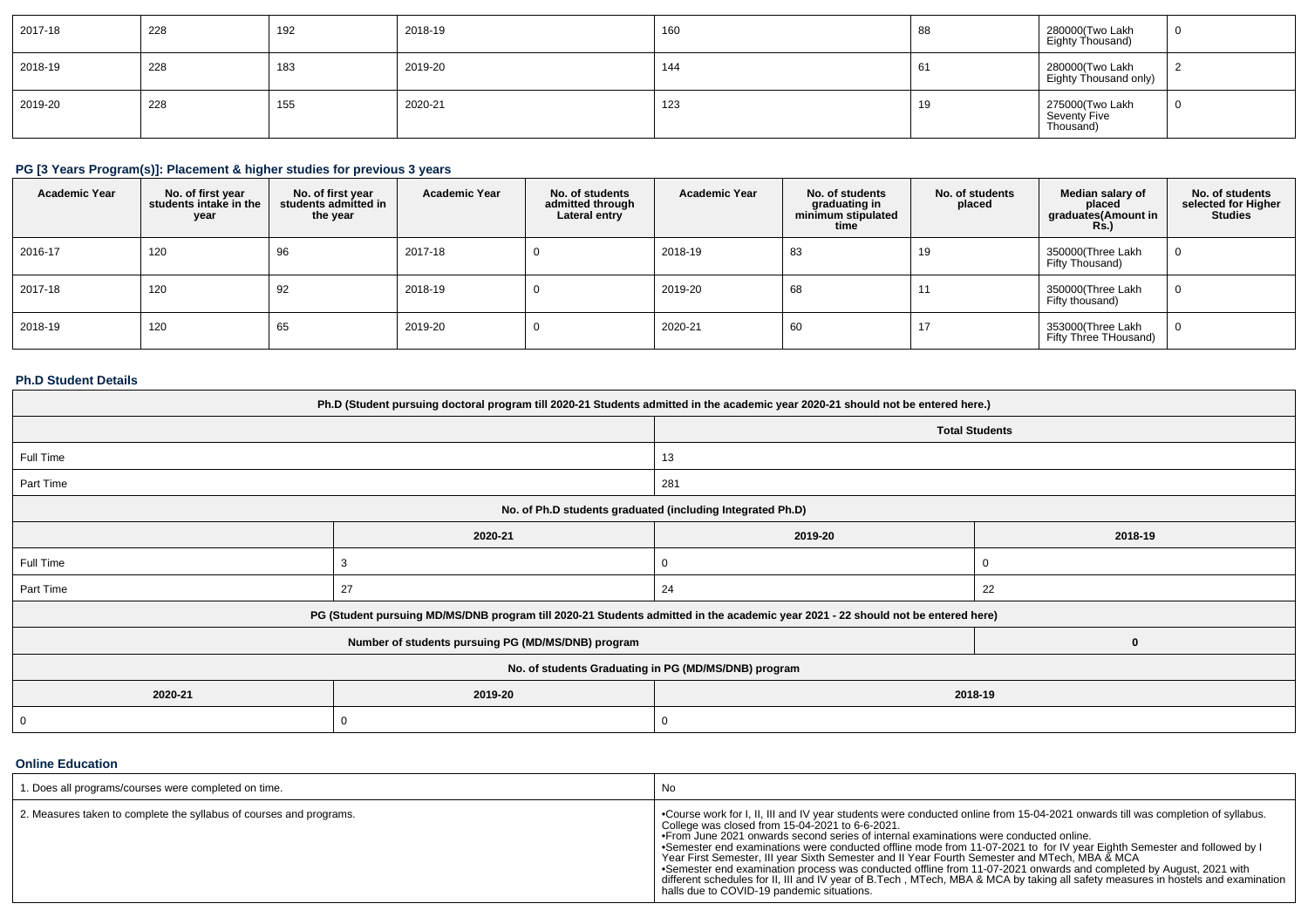| 2017-18 | 228 | 192 | 2018-19 | 160 | 88 | 280000(Two Lakh Eighty Thousand) | 0 |
|---|---|---|---|---|---|---|---|
| 2018-19 | 228 | 183 | 2019-20 | 144 | 61 | 280000(Two Lakh Eighty Thousand only) | 2 |
| 2019-20 | 228 | 155 | 2020-21 | 123 | 19 | 275000(Two Lakh Seventy Five Thousand) | 0 |

### PG [3 Years Program(s)]: Placement & higher studies for previous 3 years

| Academic Year | No. of first year students intake in the year | No. of first year students admitted in the year | Academic Year | No. of students admitted through Lateral entry | Academic Year | No. of students graduating in minimum stipulated time | No. of students placed | Median salary of placed graduates(Amount in Rs.) | No. of students selected for Higher Studies |
|---|---|---|---|---|---|---|---|---|---|
| 2016-17 | 120 | 96 | 2017-18 | 0 | 2018-19 | 83 | 19 | 350000(Three Lakh Fifty Thousand) | 0 |
| 2017-18 | 120 | 92 | 2018-19 | 0 | 2019-20 | 68 | 11 | 350000(Three Lakh Fifty thousand) | 0 |
| 2018-19 | 120 | 65 | 2019-20 | 0 | 2020-21 | 60 | 17 | 353000(Three Lakh Fifty Three THousand) | 0 |

### Ph.D Student Details

| Ph.D (Student pursuing doctoral program till 2020-21 Students admitted in the academic year 2020-21 should not be entered here.) | | | |
|---|---|---|---|
| | | Total Students | |
| Full Time | | 13 | |
| Part Time | | 281 | |
| No. of Ph.D students graduated (including Integrated Ph.D) | | | |
| | 2020-21 | 2019-20 | 2018-19 |
| Full Time | 3 | 0 | 0 |
| Part Time | 27 | 24 | 22 |
| PG (Student pursuing MD/MS/DNB program till 2020-21 Students admitted in the academic year 2021 - 22 should not be entered here) | | | |
| Number of students pursuing PG (MD/MS/DNB) program | | | 0 |
| No. of students Graduating in PG (MD/MS/DNB) program | | | |
| 2020-21 | 2019-20 | 2018-19 | |
| 0 | 0 | 0 | |

### Online Education

| 1. Does all programs/courses were completed on time. | No |
|---|---|
| 2. Measures taken to complete the syllabus of courses and programs. | •Course work for I, II, III and IV year students were conducted online from 15-04-2021 onwards till was completion of syllabus. College was closed from 15-04-2021 to 6-6-2021.<br>•From June 2021 onwards second series of internal examinations were conducted online.<br>•Semester end examinations were conducted offline mode from 11-07-2021 to for IV year Eighth Semester and followed by I Year First Semester, III year Sixth Semester and II Year Fourth Semester and MTech, MBA & MCA<br>•Semester end examination process was conducted offline from 11-07-2021 onwards and completed by August, 2021 with different schedules for II, III and IV year of B.Tech , MTech, MBA & MCA by taking all safety measures in hostels and examination halls due to COVID-19 pandemic situations. |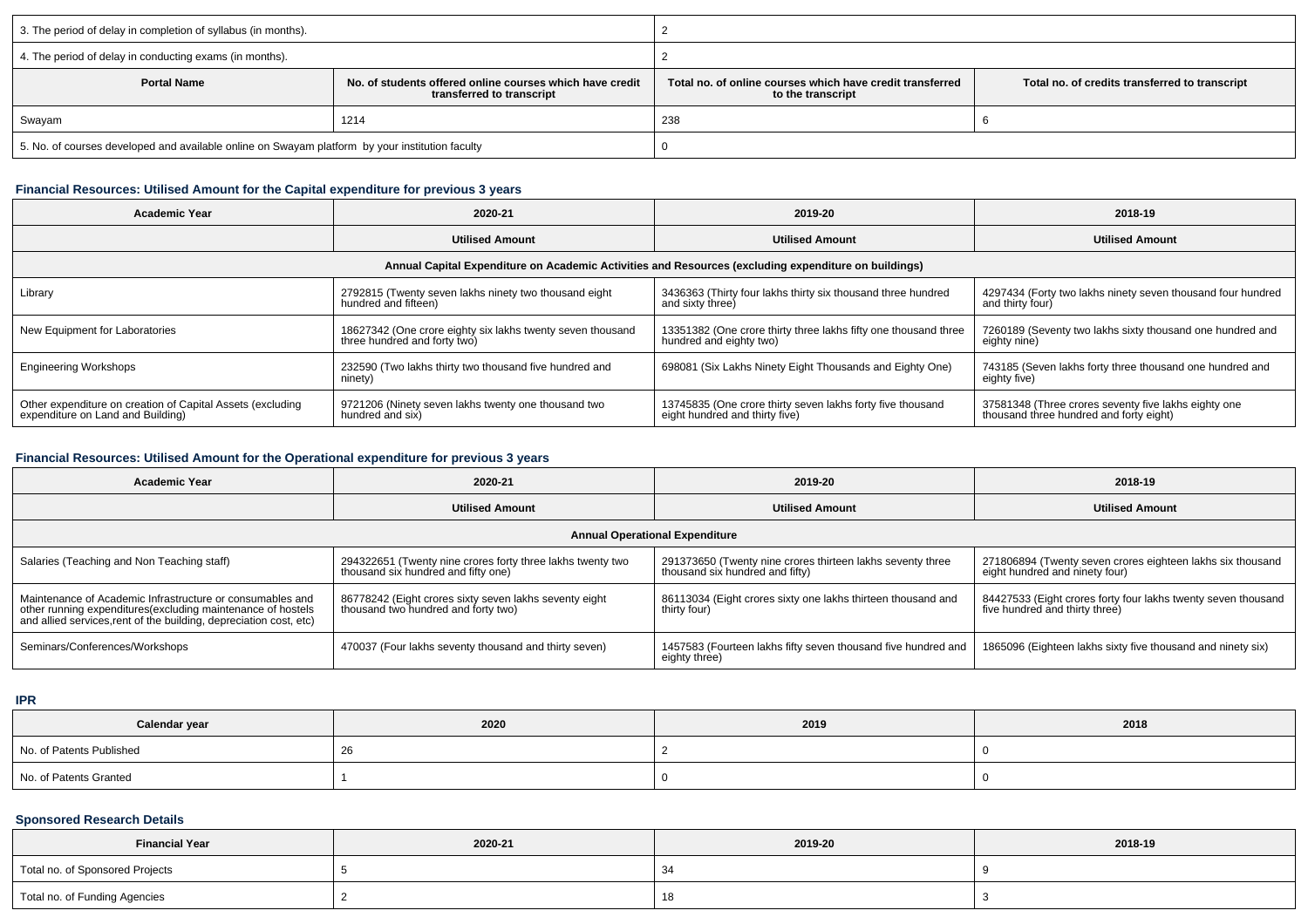| 3. The period of delay in completion of syllabus (in months). | 2 | | |
|---|---|---|---|
| 4. The period of delay in conducting exams (in months). | 2 | | |
| **Portal Name** | **No. of students offered online courses which have credit transferred to transcript** | **Total no. of online courses which have credit transferred to the transcript** | **Total no. of credits transferred to transcript** |
| Swayam | 1214 | 238 | 6 |
| 5. No. of courses developed and available online on Swayam platform by your institution faculty | 0 | | |

### Financial Resources: Utilised Amount for the Capital expenditure for previous 3 years

| Academic Year | 2020-21 | 2019-20 | 2018-19 |
|---|---|---|---|
| | **Utilised Amount** | **Utilised Amount** | **Utilised Amount** |
| **Annual Capital Expenditure on Academic Activities and Resources (excluding expenditure on buildings)** | | | |
| Library | 2792815 (Twenty seven lakhs ninety two thousand eight hundred and fifteen) | 3436363 (Thirty four lakhs thirty six thousand three hundred and sixty three) | 4297434 (Forty two lakhs ninety seven thousand four hundred and thirty four) |
| New Equipment for Laboratories | 18627342 (One crore eighty six lakhs twenty seven thousand three hundred and forty two) | 13351382 (One crore thirty three lakhs fifty one thousand three hundred and eighty two) | 7260189 (Seventy two lakhs sixty thousand one hundred and eighty nine) |
| Engineering Workshops | 232590 (Two lakhs thirty two thousand five hundred and ninety) | 698081 (Six Lakhs Ninety Eight Thousands and Eighty One) | 743185 (Seven lakhs forty three thousand one hundred and eighty five) |
| Other expenditure on creation of Capital Assets (excluding expenditure on Land and Building) | 9721206 (Ninety seven lakhs twenty one thousand two hundred and six) | 13745835 (One crore thirty seven lakhs forty five thousand eight hundred and thirty five) | 37581348 (Three crores seventy five lakhs eighty one thousand three hundred and forty eight) |

### Financial Resources: Utilised Amount for the Operational expenditure for previous 3 years

| Academic Year | 2020-21 | 2019-20 | 2018-19 |
|---|---|---|---|
| | **Utilised Amount** | **Utilised Amount** | **Utilised Amount** |
| **Annual Operational Expenditure** | | | |
| Salaries (Teaching and Non Teaching staff) | 294322651 (Twenty nine crores forty three lakhs twenty two thousand six hundred and fifty one) | 291373650 (Twenty nine crores thirteen lakhs seventy three thousand six hundred and fifty) | 271806894 (Twenty seven crores eighteen lakhs six thousand eight hundred and ninety four) |
| Maintenance of Academic Infrastructure or consumables and other running expenditures(excluding maintenance of hostels and allied services,rent of the building, depreciation cost, etc) | 86778242 (Eight crores sixty seven lakhs seventy eight thousand two hundred and forty two) | 86113034 (Eight crores sixty one lakhs thirteen thousand and thirty four) | 84427533 (Eight crores forty four lakhs twenty seven thousand five hundred and thirty three) |
| Seminars/Conferences/Workshops | 470037 (Four lakhs seventy thousand and thirty seven) | 1457583 (Fourteen lakhs fifty seven thousand five hundred and eighty three) | 1865096 (Eighteen lakhs sixty five thousand and ninety six) |

### IPR

| Calendar year | 2020 | 2019 | 2018 |
|---|---|---|---|
| No. of Patents Published | 26 | 2 | 0 |
| No. of Patents Granted | 1 | 0 | 0 |

### Sponsored Research Details

| Financial Year | 2020-21 | 2019-20 | 2018-19 |
|---|---|---|---|
| Total no. of Sponsored Projects | 5 | 34 | 9 |
| Total no. of Funding Agencies | 2 | 18 | 3 |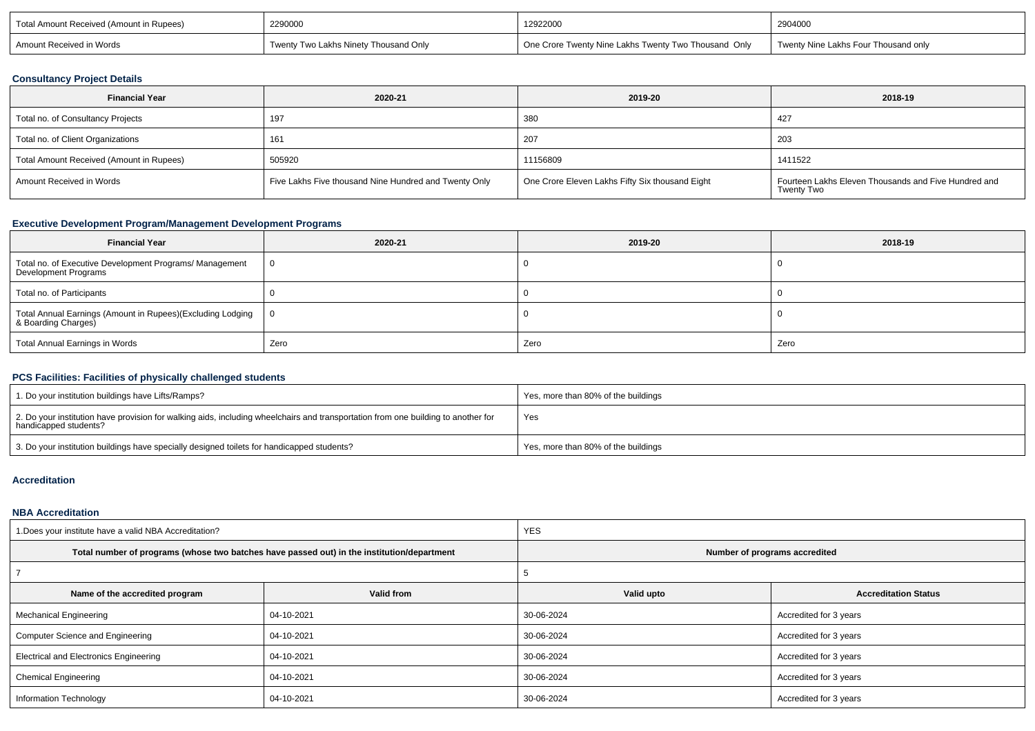| Total Amount Received (Amount in Rupees) | 2290000 | 12922000 | 2904000 |
|---|---|---|---|
| Amount Received in Words | Twenty Two Lakhs Ninety Thousand Only | One Crore Twenty Nine Lakhs Twenty Two Thousand Only | Twenty Nine Lakhs Four Thousand only |

### Consultancy Project Details

| Financial Year | 2020-21 | 2019-20 | 2018-19 |
|---|---|---|---|
| Total no. of Consultancy Projects | 197 | 380 | 427 |
| Total no. of Client Organizations | 161 | 207 | 203 |
| Total Amount Received (Amount in Rupees) | 505920 | 11156809 | 1411522 |
| Amount Received in Words | Five Lakhs Five thousand Nine Hundred and Twenty Only | One Crore Eleven Lakhs Fifty Six thousand Eight | Fourteen Lakhs Eleven Thousands and Five Hundred and Twenty Two |

### Executive Development Program/Management Development Programs

| Financial Year | 2020-21 | 2019-20 | 2018-19 |
|---|---|---|---|
| Total no. of Executive Development Programs/ Management Development Programs | 0 | 0 | 0 |
| Total no. of Participants | 0 | 0 | 0 |
| Total Annual Earnings (Amount in Rupees)(Excluding Lodging & Boarding Charges) | 0 | 0 | 0 |
| Total Annual Earnings in Words | Zero | Zero | Zero |

### PCS Facilities: Facilities of physically challenged students

| Question | Response |
|---|---|
| 1. Do your institution buildings have Lifts/Ramps? | Yes, more than 80% of the buildings |
| 2. Do your institution have provision for walking aids, including wheelchairs and transportation from one building to another for handicapped students? | Yes |
| 3. Do your institution buildings have specially designed toilets for handicapped students? | Yes, more than 80% of the buildings |

### Accreditation

### NBA Accreditation

| 1.Does your institute have a valid NBA Accreditation? | | YES | |
|---|---|---|---|
| Total number of programs (whose two batches have passed out) in the institution/department | | Number of programs accredited | |
| 7 | | 5 | |
| **Name of the accredited program** | **Valid from** | **Valid upto** | **Accreditation Status** |
| Mechanical Engineering | 04-10-2021 | 30-06-2024 | Accredited for 3 years |
| Computer Science and Engineering | 04-10-2021 | 30-06-2024 | Accredited for 3 years |
| Electrical and Electronics Engineering | 04-10-2021 | 30-06-2024 | Accredited for 3 years |
| Chemical Engineering | 04-10-2021 | 30-06-2024 | Accredited for 3 years |
| Information Technology | 04-10-2021 | 30-06-2024 | Accredited for 3 years |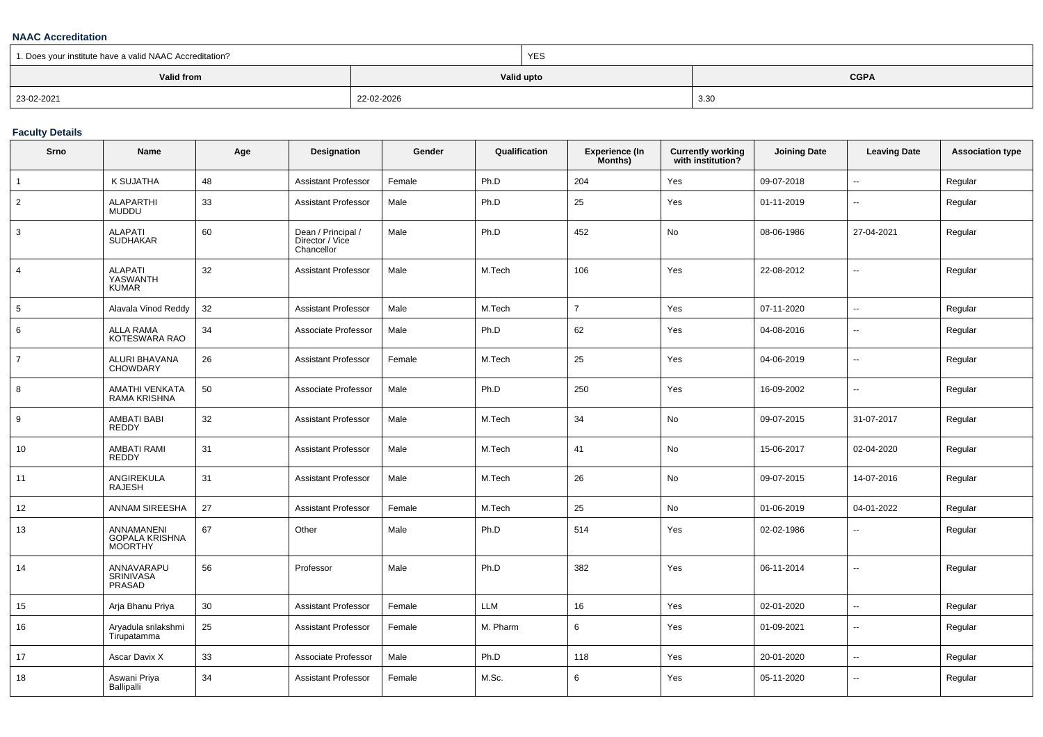### NAAC Accreditation

| 1. Does your institute have a valid NAAC Accreditation? | YES | |
|---|---|---|
| **Valid from** | **Valid upto** | **CGPA** |
| 23-02-2021 | 22-02-2026 | 3.30 |

### Faculty Details

| Srno | Name | Age | Designation | Gender | Qualification | Experience (In Months) | Currently working with institution? | Joining Date | Leaving Date | Association type |
|---|---|---|---|---|---|---|---|---|---|---|
| 1 | K SUJATHA | 48 | Assistant Professor | Female | Ph.D | 204 | Yes | 09-07-2018 | -- | Regular |
| 2 | ALAPARTHI MUDDU | 33 | Assistant Professor | Male | Ph.D | 25 | Yes | 01-11-2019 | -- | Regular |
| 3 | ALAPATI SUDHAKAR | 60 | Dean / Principal / Director / Vice Chancellor | Male | Ph.D | 452 | No | 08-06-1986 | 27-04-2021 | Regular |
| 4 | ALAPATI YASWANTH KUMAR | 32 | Assistant Professor | Male | M.Tech | 106 | Yes | 22-08-2012 | -- | Regular |
| 5 | Alavala Vinod Reddy | 32 | Assistant Professor | Male | M.Tech | 7 | Yes | 07-11-2020 | -- | Regular |
| 6 | ALLA RAMA KOTESWARA RAO | 34 | Associate Professor | Male | Ph.D | 62 | Yes | 04-08-2016 | -- | Regular |
| 7 | ALURI BHAVANA CHOWDARY | 26 | Assistant Professor | Female | M.Tech | 25 | Yes | 04-06-2019 | -- | Regular |
| 8 | AMATHI VENKATA RAMA KRISHNA | 50 | Associate Professor | Male | Ph.D | 250 | Yes | 16-09-2002 | -- | Regular |
| 9 | AMBATI BABI REDDY | 32 | Assistant Professor | Male | M.Tech | 34 | No | 09-07-2015 | 31-07-2017 | Regular |
| 10 | AMBATI RAMI REDDY | 31 | Assistant Professor | Male | M.Tech | 41 | No | 15-06-2017 | 02-04-2020 | Regular |
| 11 | ANGIREKULA RAJESH | 31 | Assistant Professor | Male | M.Tech | 26 | No | 09-07-2015 | 14-07-2016 | Regular |
| 12 | ANNAM SIREESHA | 27 | Assistant Professor | Female | M.Tech | 25 | No | 01-06-2019 | 04-01-2022 | Regular |
| 13 | ANNAMANENI GOPALA KRISHNA MOORTHY | 67 | Other | Male | Ph.D | 514 | Yes | 02-02-1986 | -- | Regular |
| 14 | ANNAVARAPU SRINIVASA PRASAD | 56 | Professor | Male | Ph.D | 382 | Yes | 06-11-2014 | -- | Regular |
| 15 | Arja Bhanu Priya | 30 | Assistant Professor | Female | LLM | 16 | Yes | 02-01-2020 | -- | Regular |
| 16 | Aryadula srilakshmi Tirupatamma | 25 | Assistant Professor | Female | M. Pharm | 6 | Yes | 01-09-2021 | -- | Regular |
| 17 | Ascar Davix X | 33 | Associate Professor | Male | Ph.D | 118 | Yes | 20-01-2020 | -- | Regular |
| 18 | Aswani Priya Ballipalli | 34 | Assistant Professor | Female | M.Sc. | 6 | Yes | 05-11-2020 | -- | Regular |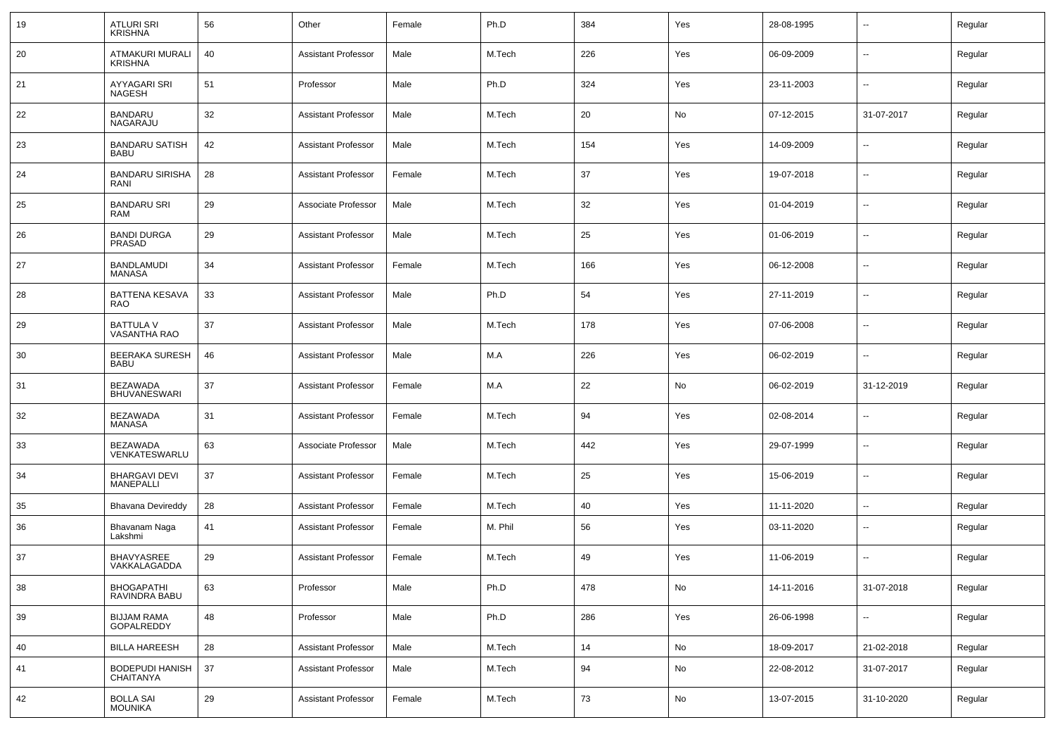| 19 | ATLURI SRI KRISHNA | 56 | Other | Female | Ph.D | 384 | Yes | 28-08-1995 | -- | Regular |
|---|---|---|---|---|---|---|---|---|---|---|
| 20 | ATMAKURI MURALI KRISHNA | 40 | Assistant Professor | Male | M.Tech | 226 | Yes | 06-09-2009 | -- | Regular |
| 21 | AYYAGARI SRI NAGESH | 51 | Professor | Male | Ph.D | 324 | Yes | 23-11-2003 | -- | Regular |
| 22 | BANDARU NAGARAJU | 32 | Assistant Professor | Male | M.Tech | 20 | No | 07-12-2015 | 31-07-2017 | Regular |
| 23 | BANDARU SATISH BABU | 42 | Assistant Professor | Male | M.Tech | 154 | Yes | 14-09-2009 | -- | Regular |
| 24 | BANDARU SIRISHA RANI | 28 | Assistant Professor | Female | M.Tech | 37 | Yes | 19-07-2018 | -- | Regular |
| 25 | BANDARU SRI RAM | 29 | Associate Professor | Male | M.Tech | 32 | Yes | 01-04-2019 | -- | Regular |
| 26 | BANDI DURGA PRASAD | 29 | Assistant Professor | Male | M.Tech | 25 | Yes | 01-06-2019 | -- | Regular |
| 27 | BANDLAMUDI MANASA | 34 | Assistant Professor | Female | M.Tech | 166 | Yes | 06-12-2008 | -- | Regular |
| 28 | BATTENA KESAVA RAO | 33 | Assistant Professor | Male | Ph.D | 54 | Yes | 27-11-2019 | -- | Regular |
| 29 | BATTULA V VASANTHA RAO | 37 | Assistant Professor | Male | M.Tech | 178 | Yes | 07-06-2008 | -- | Regular |
| 30 | BEERAKA SURESH BABU | 46 | Assistant Professor | Male | M.A | 226 | Yes | 06-02-2019 | -- | Regular |
| 31 | BEZAWADA BHUVANESWARI | 37 | Assistant Professor | Female | M.A | 22 | No | 06-02-2019 | 31-12-2019 | Regular |
| 32 | BEZAWADA MANASA | 31 | Assistant Professor | Female | M.Tech | 94 | Yes | 02-08-2014 | -- | Regular |
| 33 | BEZAWADA VENKATESWARLU | 63 | Associate Professor | Male | M.Tech | 442 | Yes | 29-07-1999 | -- | Regular |
| 34 | BHARGAVI DEVI MANEPALLI | 37 | Assistant Professor | Female | M.Tech | 25 | Yes | 15-06-2019 | -- | Regular |
| 35 | Bhavana Devireddy | 28 | Assistant Professor | Female | M.Tech | 40 | Yes | 11-11-2020 | -- | Regular |
| 36 | Bhavanam Naga Lakshmi | 41 | Assistant Professor | Female | M. Phil | 56 | Yes | 03-11-2020 | -- | Regular |
| 37 | BHAVYASREE VAKKALAGADDA | 29 | Assistant Professor | Female | M.Tech | 49 | Yes | 11-06-2019 | -- | Regular |
| 38 | BHOGAPATHI RAVINDRA BABU | 63 | Professor | Male | Ph.D | 478 | No | 14-11-2016 | 31-07-2018 | Regular |
| 39 | BIJJAM RAMA GOPALREDDY | 48 | Professor | Male | Ph.D | 286 | Yes | 26-06-1998 | -- | Regular |
| 40 | BILLA HAREESH | 28 | Assistant Professor | Male | M.Tech | 14 | No | 18-09-2017 | 21-02-2018 | Regular |
| 41 | BODEPUDI HANISH CHAITANYA | 37 | Assistant Professor | Male | M.Tech | 94 | No | 22-08-2012 | 31-07-2017 | Regular |
| 42 | BOLLA SAI MOUNIKA | 29 | Assistant Professor | Female | M.Tech | 73 | No | 13-07-2015 | 31-10-2020 | Regular |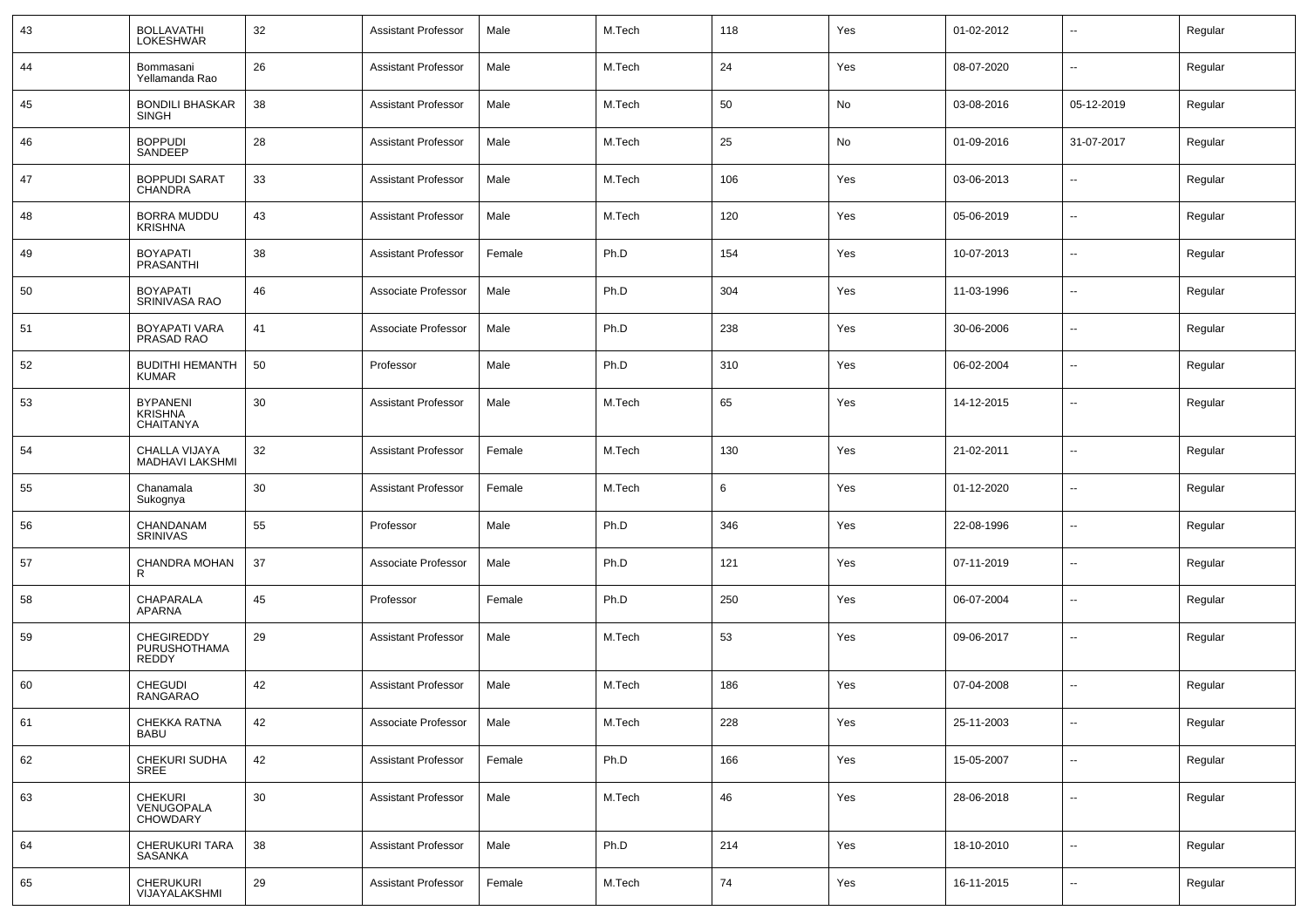| 43 | BOLLAVATHI LOKESHWAR | 32 | Assistant Professor | Male | M.Tech | 118 | Yes | 01-02-2012 | -- | Regular |
|---|---|---|---|---|---|---|---|---|---|---|
| 44 | Bommasani Yellamanda Rao | 26 | Assistant Professor | Male | M.Tech | 24 | Yes | 08-07-2020 | -- | Regular |
| 45 | BONDILI BHASKAR SINGH | 38 | Assistant Professor | Male | M.Tech | 50 | No | 03-08-2016 | 05-12-2019 | Regular |
| 46 | BOPPUDI SANDEEP | 28 | Assistant Professor | Male | M.Tech | 25 | No | 01-09-2016 | 31-07-2017 | Regular |
| 47 | BOPPUDI SARAT CHANDRA | 33 | Assistant Professor | Male | M.Tech | 106 | Yes | 03-06-2013 | -- | Regular |
| 48 | BORRA MUDDU KRISHNA | 43 | Assistant Professor | Male | M.Tech | 120 | Yes | 05-06-2019 | -- | Regular |
| 49 | BOYAPATI PRASANTHI | 38 | Assistant Professor | Female | Ph.D | 154 | Yes | 10-07-2013 | -- | Regular |
| 50 | BOYAPATI SRINIVASA RAO | 46 | Associate Professor | Male | Ph.D | 304 | Yes | 11-03-1996 | -- | Regular |
| 51 | BOYAPATI VARA PRASAD RAO | 41 | Associate Professor | Male | Ph.D | 238 | Yes | 30-06-2006 | -- | Regular |
| 52 | BUDITHI HEMANTH KUMAR | 50 | Professor | Male | Ph.D | 310 | Yes | 06-02-2004 | -- | Regular |
| 53 | BYPANENI KRISHNA CHAITANYA | 30 | Assistant Professor | Male | M.Tech | 65 | Yes | 14-12-2015 | -- | Regular |
| 54 | CHALLA VIJAYA MADHAVI LAKSHMI | 32 | Assistant Professor | Female | M.Tech | 130 | Yes | 21-02-2011 | -- | Regular |
| 55 | Chanamala Sukognya | 30 | Assistant Professor | Female | M.Tech | 6 | Yes | 01-12-2020 | -- | Regular |
| 56 | CHANDANAM SRINIVAS | 55 | Professor | Male | Ph.D | 346 | Yes | 22-08-1996 | -- | Regular |
| 57 | CHANDRA MOHAN R | 37 | Associate Professor | Male | Ph.D | 121 | Yes | 07-11-2019 | -- | Regular |
| 58 | CHAPARALA APARNA | 45 | Professor | Female | Ph.D | 250 | Yes | 06-07-2004 | -- | Regular |
| 59 | CHEGIREDDY PURUSHOTHAMA REDDY | 29 | Assistant Professor | Male | M.Tech | 53 | Yes | 09-06-2017 | -- | Regular |
| 60 | CHEGUDI RANGARAO | 42 | Assistant Professor | Male | M.Tech | 186 | Yes | 07-04-2008 | -- | Regular |
| 61 | CHEKKA RATNA BABU | 42 | Associate Professor | Male | M.Tech | 228 | Yes | 25-11-2003 | -- | Regular |
| 62 | CHEKURI SUDHA SREE | 42 | Assistant Professor | Female | Ph.D | 166 | Yes | 15-05-2007 | -- | Regular |
| 63 | CHEKURI VENUGOPALA CHOWDARY | 30 | Assistant Professor | Male | M.Tech | 46 | Yes | 28-06-2018 | -- | Regular |
| 64 | CHERUKURI TARA SASANKA | 38 | Assistant Professor | Male | Ph.D | 214 | Yes | 18-10-2010 | -- | Regular |
| 65 | CHERUKURI VIJAYALAKSHMI | 29 | Assistant Professor | Female | M.Tech | 74 | Yes | 16-11-2015 | -- | Regular |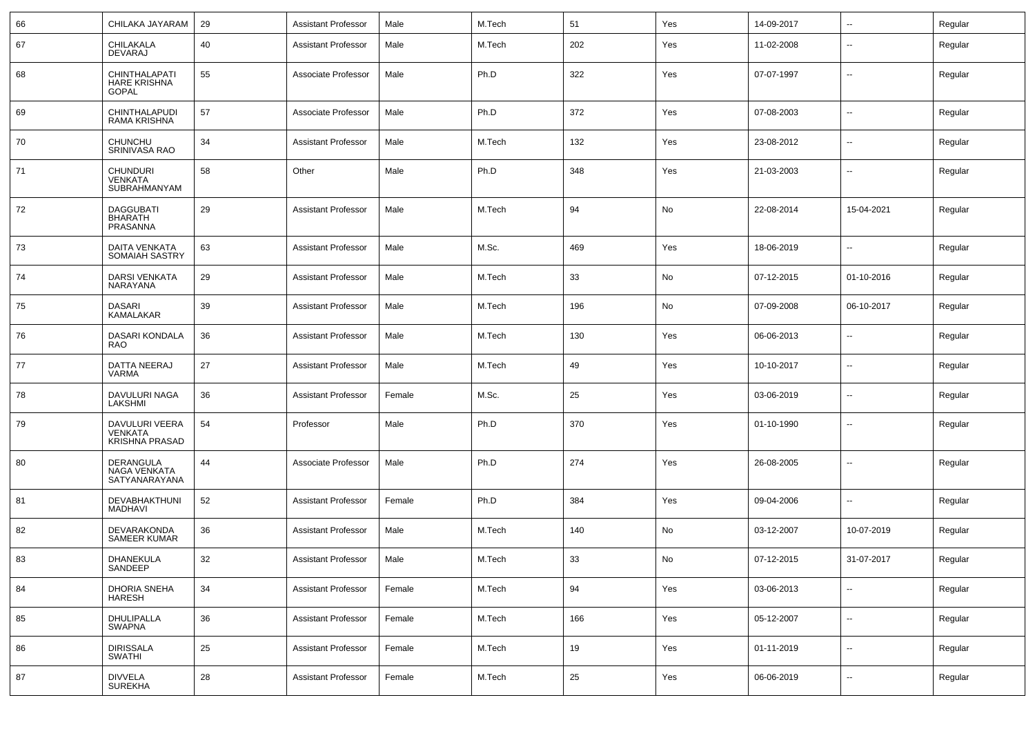| 66 | CHILAKA JAYARAM | 29 | Assistant Professor | Male | M.Tech | 51 | Yes | 14-09-2017 | -- | Regular |
|---|---|---|---|---|---|---|---|---|---|---|
| 67 | CHILAKALA DEVARAJ | 40 | Assistant Professor | Male | M.Tech | 202 | Yes | 11-02-2008 | -- | Regular |
| 68 | CHINTHALAPATI HARE KRISHNA GOPAL | 55 | Associate Professor | Male | Ph.D | 322 | Yes | 07-07-1997 | -- | Regular |
| 69 | CHINTHALAPUDI RAMA KRISHNA | 57 | Associate Professor | Male | Ph.D | 372 | Yes | 07-08-2003 | -- | Regular |
| 70 | CHUNCHU SRINIVASA RAO | 34 | Assistant Professor | Male | M.Tech | 132 | Yes | 23-08-2012 | -- | Regular |
| 71 | CHUNDURI VENKATA SUBRAHMANYAM | 58 | Other | Male | Ph.D | 348 | Yes | 21-03-2003 | -- | Regular |
| 72 | DAGGUBATI BHARATH PRASANNA | 29 | Assistant Professor | Male | M.Tech | 94 | No | 22-08-2014 | 15-04-2021 | Regular |
| 73 | DAITA VENKATA SOMAIAH SASTRY | 63 | Assistant Professor | Male | M.Sc. | 469 | Yes | 18-06-2019 | -- | Regular |
| 74 | DARSI VENKATA NARAYANA | 29 | Assistant Professor | Male | M.Tech | 33 | No | 07-12-2015 | 01-10-2016 | Regular |
| 75 | DASARI KAMALAKAR | 39 | Assistant Professor | Male | M.Tech | 196 | No | 07-09-2008 | 06-10-2017 | Regular |
| 76 | DASARI KONDALA RAO | 36 | Assistant Professor | Male | M.Tech | 130 | Yes | 06-06-2013 | -- | Regular |
| 77 | DATTA NEERAJ VARMA | 27 | Assistant Professor | Male | M.Tech | 49 | Yes | 10-10-2017 | -- | Regular |
| 78 | DAVULURI NAGA LAKSHMI | 36 | Assistant Professor | Female | M.Sc. | 25 | Yes | 03-06-2019 | -- | Regular |
| 79 | DAVULURI VEERA VENKATA KRISHNA PRASAD | 54 | Professor | Male | Ph.D | 370 | Yes | 01-10-1990 | -- | Regular |
| 80 | DERANGULA NAGA VENKATA SATYANARAYANA | 44 | Associate Professor | Male | Ph.D | 274 | Yes | 26-08-2005 | -- | Regular |
| 81 | DEVABHAKTHUNI MADHAVI | 52 | Assistant Professor | Female | Ph.D | 384 | Yes | 09-04-2006 | -- | Regular |
| 82 | DEVARAKONDA SAMEER KUMAR | 36 | Assistant Professor | Male | M.Tech | 140 | No | 03-12-2007 | 10-07-2019 | Regular |
| 83 | DHANEKULA SANDEEP | 32 | Assistant Professor | Male | M.Tech | 33 | No | 07-12-2015 | 31-07-2017 | Regular |
| 84 | DHORIA SNEHA HARESH | 34 | Assistant Professor | Female | M.Tech | 94 | Yes | 03-06-2013 | -- | Regular |
| 85 | DHULIPALLA SWAPNA | 36 | Assistant Professor | Female | M.Tech | 166 | Yes | 05-12-2007 | -- | Regular |
| 86 | DIRISSALA SWATHI | 25 | Assistant Professor | Female | M.Tech | 19 | Yes | 01-11-2019 | -- | Regular |
| 87 | DIVVELA SUREKHA | 28 | Assistant Professor | Female | M.Tech | 25 | Yes | 06-06-2019 | -- | Regular |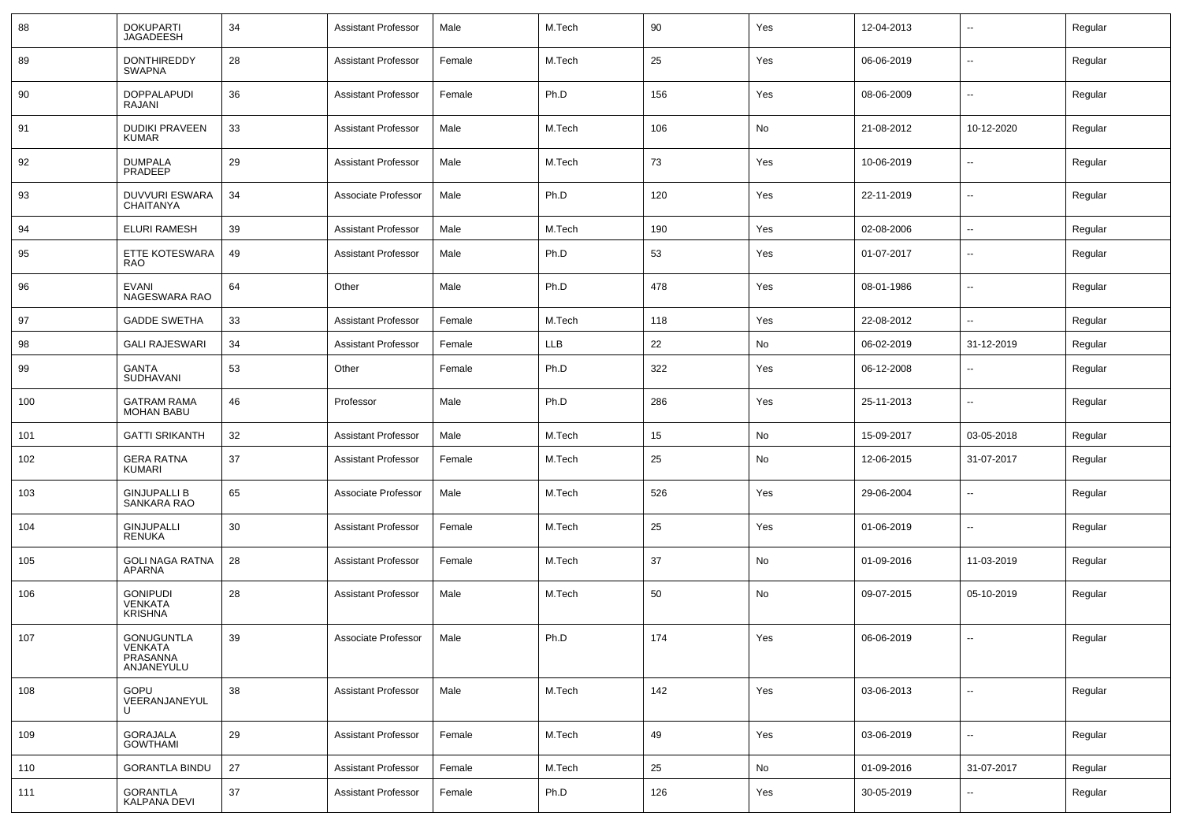| 88 | DOKUPARTI JAGADEESH | 34 | Assistant Professor | Male | M.Tech | 90 | Yes | 12-04-2013 | -- | Regular |
|---|---|---|---|---|---|---|---|---|---|---|
| 89 | DONTHIREDDY SWAPNA | 28 | Assistant Professor | Female | M.Tech | 25 | Yes | 06-06-2019 | -- | Regular |
| 90 | DOPPALAPUDI RAJANI | 36 | Assistant Professor | Female | Ph.D | 156 | Yes | 08-06-2009 | -- | Regular |
| 91 | DUDIKI PRAVEEN KUMAR | 33 | Assistant Professor | Male | M.Tech | 106 | No | 21-08-2012 | 10-12-2020 | Regular |
| 92 | DUMPALA PRADEEP | 29 | Assistant Professor | Male | M.Tech | 73 | Yes | 10-06-2019 | -- | Regular |
| 93 | DUVVURI ESWARA CHAITANYA | 34 | Associate Professor | Male | Ph.D | 120 | Yes | 22-11-2019 | -- | Regular |
| 94 | ELURI RAMESH | 39 | Assistant Professor | Male | M.Tech | 190 | Yes | 02-08-2006 | -- | Regular |
| 95 | ETTE KOTESWARA RAO | 49 | Assistant Professor | Male | Ph.D | 53 | Yes | 01-07-2017 | -- | Regular |
| 96 | EVANI NAGESWARA RAO | 64 | Other | Male | Ph.D | 478 | Yes | 08-01-1986 | -- | Regular |
| 97 | GADDE SWETHA | 33 | Assistant Professor | Female | M.Tech | 118 | Yes | 22-08-2012 | -- | Regular |
| 98 | GALI RAJESWARI | 34 | Assistant Professor | Female | LLB | 22 | No | 06-02-2019 | 31-12-2019 | Regular |
| 99 | GANTA SUDHAVANI | 53 | Other | Female | Ph.D | 322 | Yes | 06-12-2008 | -- | Regular |
| 100 | GATRAM RAMA MOHAN BABU | 46 | Professor | Male | Ph.D | 286 | Yes | 25-11-2013 | -- | Regular |
| 101 | GATTI SRIKANTH | 32 | Assistant Professor | Male | M.Tech | 15 | No | 15-09-2017 | 03-05-2018 | Regular |
| 102 | GERA RATNA KUMARI | 37 | Assistant Professor | Female | M.Tech | 25 | No | 12-06-2015 | 31-07-2017 | Regular |
| 103 | GINJUPALLI B SANKARA RAO | 65 | Associate Professor | Male | M.Tech | 526 | Yes | 29-06-2004 | -- | Regular |
| 104 | GINJUPALLI RENUKA | 30 | Assistant Professor | Female | M.Tech | 25 | Yes | 01-06-2019 | -- | Regular |
| 105 | GOLI NAGA RATNA APARNA | 28 | Assistant Professor | Female | M.Tech | 37 | No | 01-09-2016 | 11-03-2019 | Regular |
| 106 | GONIPUDI VENKATA KRISHNA | 28 | Assistant Professor | Male | M.Tech | 50 | No | 09-07-2015 | 05-10-2019 | Regular |
| 107 | GONUGUNTLA VENKATA PRASANNA ANJANEYULU | 39 | Associate Professor | Male | Ph.D | 174 | Yes | 06-06-2019 | -- | Regular |
| 108 | GOPU VEERANJANEYULU | 38 | Assistant Professor | Male | M.Tech | 142 | Yes | 03-06-2013 | -- | Regular |
| 109 | GORAJALA GOWTHAMI | 29 | Assistant Professor | Female | M.Tech | 49 | Yes | 03-06-2019 | -- | Regular |
| 110 | GORANTLA BINDU | 27 | Assistant Professor | Female | M.Tech | 25 | No | 01-09-2016 | 31-07-2017 | Regular |
| 111 | GORANTLA KALPANA DEVI | 37 | Assistant Professor | Female | Ph.D | 126 | Yes | 30-05-2019 | -- | Regular |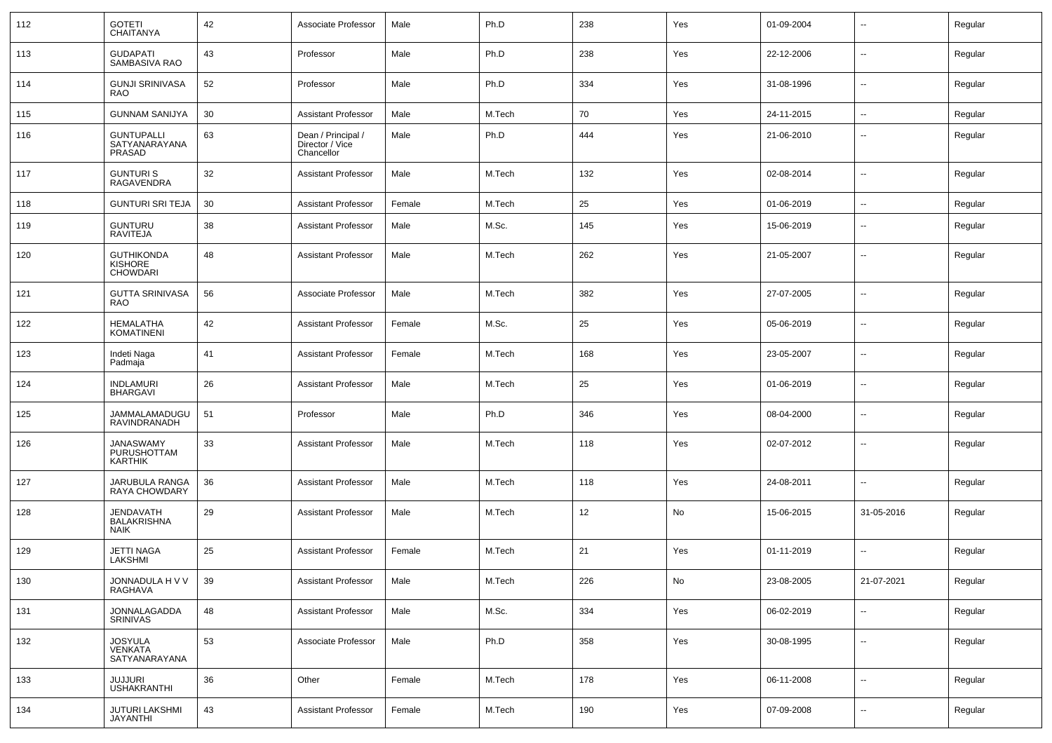| 112 | GOTETI CHAITANYA | 42 | Associate Professor | Male | Ph.D | 238 | Yes | 01-09-2004 | -- | Regular |
|---|---|---|---|---|---|---|---|---|---|---|
| 113 | GUDAPATI SAMBASIVA RAO | 43 | Professor | Male | Ph.D | 238 | Yes | 22-12-2006 | -- | Regular |
| 114 | GUNJI SRINIVASA RAO | 52 | Professor | Male | Ph.D | 334 | Yes | 31-08-1996 | -- | Regular |
| 115 | GUNNAM SANIJYA | 30 | Assistant Professor | Male | M.Tech | 70 | Yes | 24-11-2015 | -- | Regular |
| 116 | GUNTUPALLI SATYANARAYANA PRASAD | 63 | Dean / Principal / Director / Vice Chancellor | Male | Ph.D | 444 | Yes | 21-06-2010 | -- | Regular |
| 117 | GUNTURI S RAGAVENDRA | 32 | Assistant Professor | Male | M.Tech | 132 | Yes | 02-08-2014 | -- | Regular |
| 118 | GUNTURI SRI TEJA | 30 | Assistant Professor | Female | M.Tech | 25 | Yes | 01-06-2019 | -- | Regular |
| 119 | GUNTURU RAVITEJA | 38 | Assistant Professor | Male | M.Sc. | 145 | Yes | 15-06-2019 | -- | Regular |
| 120 | GUTHIKONDA KISHORE CHOWDARI | 48 | Assistant Professor | Male | M.Tech | 262 | Yes | 21-05-2007 | -- | Regular |
| 121 | GUTTA SRINIVASA RAO | 56 | Associate Professor | Male | M.Tech | 382 | Yes | 27-07-2005 | -- | Regular |
| 122 | HEMALATHA KOMATINENI | 42 | Assistant Professor | Female | M.Sc. | 25 | Yes | 05-06-2019 | -- | Regular |
| 123 | Indeti Naga Padmaja | 41 | Assistant Professor | Female | M.Tech | 168 | Yes | 23-05-2007 | -- | Regular |
| 124 | INDLAMURI BHARGAVI | 26 | Assistant Professor | Male | M.Tech | 25 | Yes | 01-06-2019 | -- | Regular |
| 125 | JAMMALAMADUGU RAVINDRANADH | 51 | Professor | Male | Ph.D | 346 | Yes | 08-04-2000 | -- | Regular |
| 126 | JANASWAMY PURUSHOTTAM KARTHIK | 33 | Assistant Professor | Male | M.Tech | 118 | Yes | 02-07-2012 | -- | Regular |
| 127 | JARUBULA RANGA RAYA CHOWDARY | 36 | Assistant Professor | Male | M.Tech | 118 | Yes | 24-08-2011 | -- | Regular |
| 128 | JENDAVATH BALAKRISHNA NAIK | 29 | Assistant Professor | Male | M.Tech | 12 | No | 15-06-2015 | 31-05-2016 | Regular |
| 129 | JETTI NAGA LAKSHMI | 25 | Assistant Professor | Female | M.Tech | 21 | Yes | 01-11-2019 | -- | Regular |
| 130 | JONNADULA H V V RAGHAVA | 39 | Assistant Professor | Male | M.Tech | 226 | No | 23-08-2005 | 21-07-2021 | Regular |
| 131 | JONNALAGADDA SRINIVAS | 48 | Assistant Professor | Male | M.Sc. | 334 | Yes | 06-02-2019 | -- | Regular |
| 132 | JOSYULA VENKATA SATYANARAYANA | 53 | Associate Professor | Male | Ph.D | 358 | Yes | 30-08-1995 | -- | Regular |
| 133 | JUJJURI USHAKRANTHI | 36 | Other | Female | M.Tech | 178 | Yes | 06-11-2008 | -- | Regular |
| 134 | JUTURI LAKSHMI JAYANTHI | 43 | Assistant Professor | Female | M.Tech | 190 | Yes | 07-09-2008 | -- | Regular |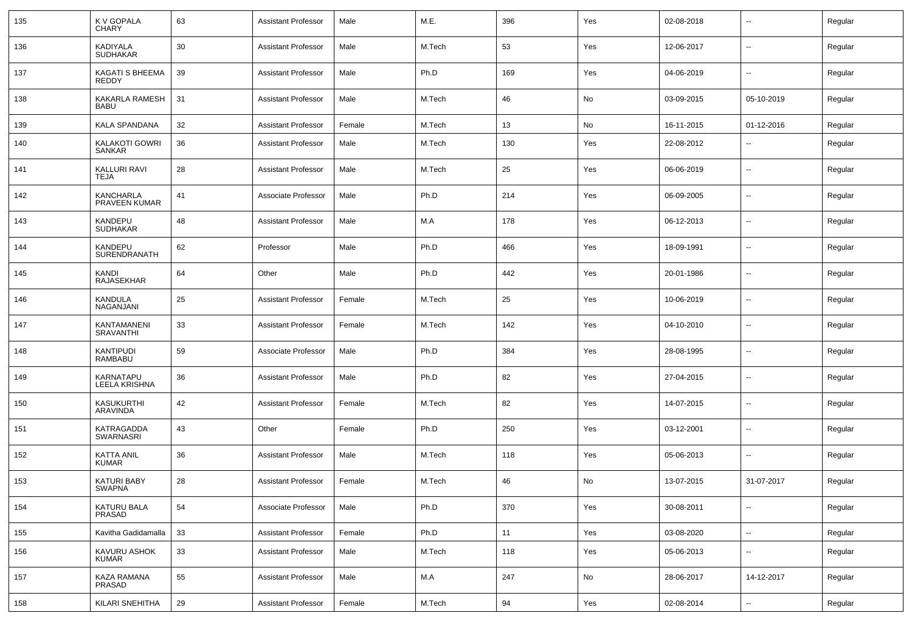| 135 | K V GOPALA CHARY | 63 | Assistant Professor | Male | M.E. | 396 | Yes | 02-08-2018 | -- | Regular |
|---|---|---|---|---|---|---|---|---|---|---|
| 136 | KADIYALA SUDHAKAR | 30 | Assistant Professor | Male | M.Tech | 53 | Yes | 12-06-2017 | -- | Regular |
| 137 | KAGATI S BHEEMA REDDY | 39 | Assistant Professor | Male | Ph.D | 169 | Yes | 04-06-2019 | -- | Regular |
| 138 | KAKARLA RAMESH BABU | 31 | Assistant Professor | Male | M.Tech | 46 | No | 03-09-2015 | 05-10-2019 | Regular |
| 139 | KALA SPANDANA | 32 | Assistant Professor | Female | M.Tech | 13 | No | 16-11-2015 | 01-12-2016 | Regular |
| 140 | KALAKOTI GOWRI SANKAR | 36 | Assistant Professor | Male | M.Tech | 130 | Yes | 22-08-2012 | -- | Regular |
| 141 | KALLURI RAVI TEJA | 28 | Assistant Professor | Male | M.Tech | 25 | Yes | 06-06-2019 | -- | Regular |
| 142 | KANCHARLA PRAVEEN KUMAR | 41 | Associate Professor | Male | Ph.D | 214 | Yes | 06-09-2005 | -- | Regular |
| 143 | KANDEPU SUDHAKAR | 48 | Assistant Professor | Male | M.A | 178 | Yes | 06-12-2013 | -- | Regular |
| 144 | KANDEPU SURENDRANATH | 62 | Professor | Male | Ph.D | 466 | Yes | 18-09-1991 | -- | Regular |
| 145 | KANDI RAJASEKHAR | 64 | Other | Male | Ph.D | 442 | Yes | 20-01-1986 | -- | Regular |
| 146 | KANDULA NAGANJANI | 25 | Assistant Professor | Female | M.Tech | 25 | Yes | 10-06-2019 | -- | Regular |
| 147 | KANTAMANENI SRAVANTHI | 33 | Assistant Professor | Female | M.Tech | 142 | Yes | 04-10-2010 | -- | Regular |
| 148 | KANTIPUDI RAMBABU | 59 | Associate Professor | Male | Ph.D | 384 | Yes | 28-08-1995 | -- | Regular |
| 149 | KARNATAPU LEELA KRISHNA | 36 | Assistant Professor | Male | Ph.D | 82 | Yes | 27-04-2015 | -- | Regular |
| 150 | KASUKURTHI ARAVINDA | 42 | Assistant Professor | Female | M.Tech | 82 | Yes | 14-07-2015 | -- | Regular |
| 151 | KATRAGADDA SWARNASRI | 43 | Other | Female | Ph.D | 250 | Yes | 03-12-2001 | -- | Regular |
| 152 | KATTA ANIL KUMAR | 36 | Assistant Professor | Male | M.Tech | 118 | Yes | 05-06-2013 | -- | Regular |
| 153 | KATURI BABY SWAPNA | 28 | Assistant Professor | Female | M.Tech | 46 | No | 13-07-2015 | 31-07-2017 | Regular |
| 154 | KATURU BALA PRASAD | 54 | Associate Professor | Male | Ph.D | 370 | Yes | 30-08-2011 | -- | Regular |
| 155 | Kavitha Gadidamalla | 33 | Assistant Professor | Female | Ph.D | 11 | Yes | 03-08-2020 | -- | Regular |
| 156 | KAVURU ASHOK KUMAR | 33 | Assistant Professor | Male | M.Tech | 118 | Yes | 05-06-2013 | -- | Regular |
| 157 | KAZA RAMANA PRASAD | 55 | Assistant Professor | Male | M.A | 247 | No | 28-06-2017 | 14-12-2017 | Regular |
| 158 | KILARI SNEHITHA | 29 | Assistant Professor | Female | M.Tech | 94 | Yes | 02-08-2014 | -- | Regular |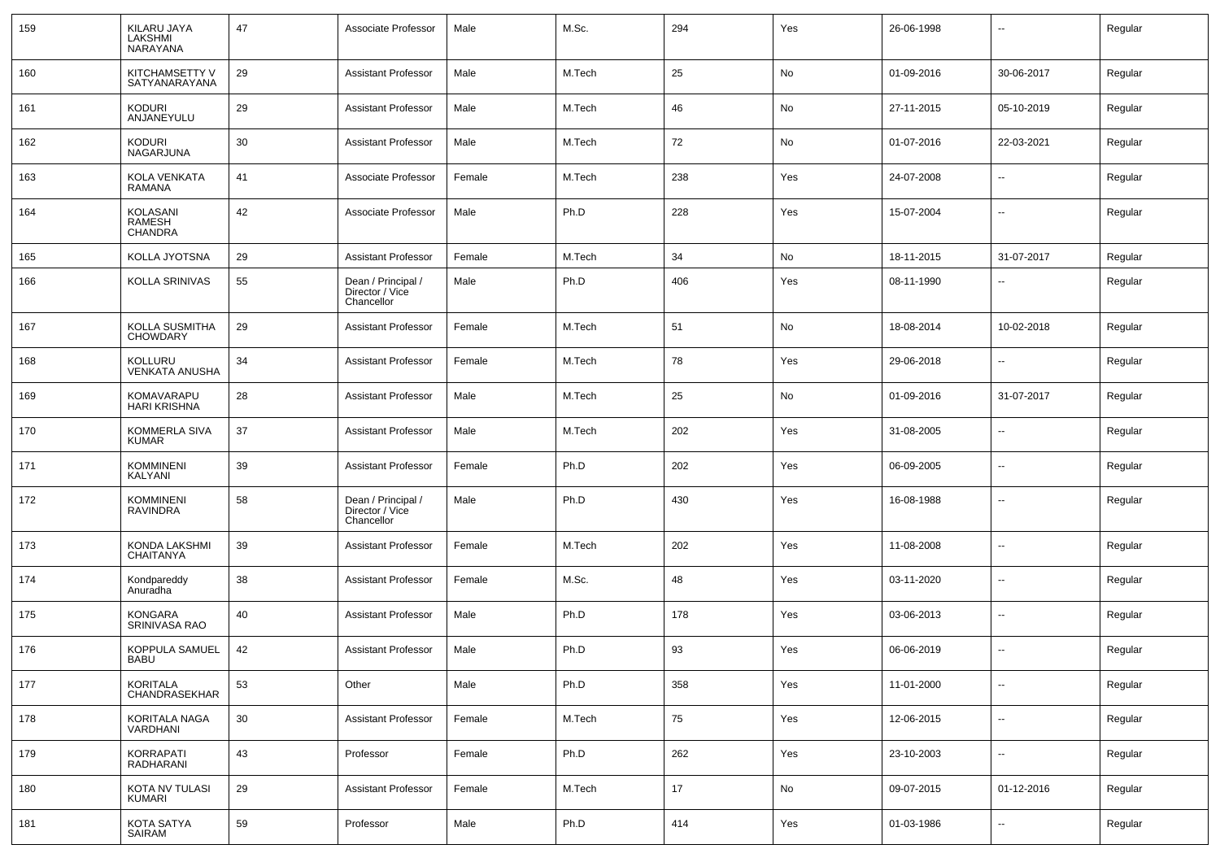| 159 | KILARU JAYA LAKSHMI NARAYANA | 47 | Associate Professor | Male | M.Sc. | 294 | Yes | 26-06-1998 | -- | Regular |
|---|---|---|---|---|---|---|---|---|---|---|
| 160 | KITCHAMSETTY V SATYANARAYANA | 29 | Assistant Professor | Male | M.Tech | 25 | No | 01-09-2016 | 30-06-2017 | Regular |
| 161 | KODURI ANJANEYULU | 29 | Assistant Professor | Male | M.Tech | 46 | No | 27-11-2015 | 05-10-2019 | Regular |
| 162 | KODURI NAGARJUNA | 30 | Assistant Professor | Male | M.Tech | 72 | No | 01-07-2016 | 22-03-2021 | Regular |
| 163 | KOLA VENKATA RAMANA | 41 | Associate Professor | Female | M.Tech | 238 | Yes | 24-07-2008 | -- | Regular |
| 164 | KOLASANI RAMESH CHANDRA | 42 | Associate Professor | Male | Ph.D | 228 | Yes | 15-07-2004 | -- | Regular |
| 165 | KOLLA JYOTSNA | 29 | Assistant Professor | Female | M.Tech | 34 | No | 18-11-2015 | 31-07-2017 | Regular |
| 166 | KOLLA SRINIVAS | 55 | Dean / Principal / Director / Vice Chancellor | Male | Ph.D | 406 | Yes | 08-11-1990 | -- | Regular |
| 167 | KOLLA SUSMITHA CHOWDARY | 29 | Assistant Professor | Female | M.Tech | 51 | No | 18-08-2014 | 10-02-2018 | Regular |
| 168 | KOLLURU VENKATA ANUSHA | 34 | Assistant Professor | Female | M.Tech | 78 | Yes | 29-06-2018 | -- | Regular |
| 169 | KOMAVARAPU HARI KRISHNA | 28 | Assistant Professor | Male | M.Tech | 25 | No | 01-09-2016 | 31-07-2017 | Regular |
| 170 | KOMMERLA SIVA KUMAR | 37 | Assistant Professor | Male | M.Tech | 202 | Yes | 31-08-2005 | -- | Regular |
| 171 | KOMMINENI KALYANI | 39 | Assistant Professor | Female | Ph.D | 202 | Yes | 06-09-2005 | -- | Regular |
| 172 | KOMMINENI RAVINDRA | 58 | Dean / Principal / Director / Vice Chancellor | Male | Ph.D | 430 | Yes | 16-08-1988 | -- | Regular |
| 173 | KONDA LAKSHMI CHAITANYA | 39 | Assistant Professor | Female | M.Tech | 202 | Yes | 11-08-2008 | -- | Regular |
| 174 | Kondpareddy Anuradha | 38 | Assistant Professor | Female | M.Sc. | 48 | Yes | 03-11-2020 | -- | Regular |
| 175 | KONGARA SRINIVASA RAO | 40 | Assistant Professor | Male | Ph.D | 178 | Yes | 03-06-2013 | -- | Regular |
| 176 | KOPPULA SAMUEL BABU | 42 | Assistant Professor | Male | Ph.D | 93 | Yes | 06-06-2019 | -- | Regular |
| 177 | KORITALA CHANDRASEKHAR | 53 | Other | Male | Ph.D | 358 | Yes | 11-01-2000 | -- | Regular |
| 178 | KORITALA NAGA VARDHANI | 30 | Assistant Professor | Female | M.Tech | 75 | Yes | 12-06-2015 | -- | Regular |
| 179 | KORRAPATI RADHARANI | 43 | Professor | Female | Ph.D | 262 | Yes | 23-10-2003 | -- | Regular |
| 180 | KOTA NV TULASI KUMARI | 29 | Assistant Professor | Female | M.Tech | 17 | No | 09-07-2015 | 01-12-2016 | Regular |
| 181 | KOTA SATYA SAIRAM | 59 | Professor | Male | Ph.D | 414 | Yes | 01-03-1986 | -- | Regular |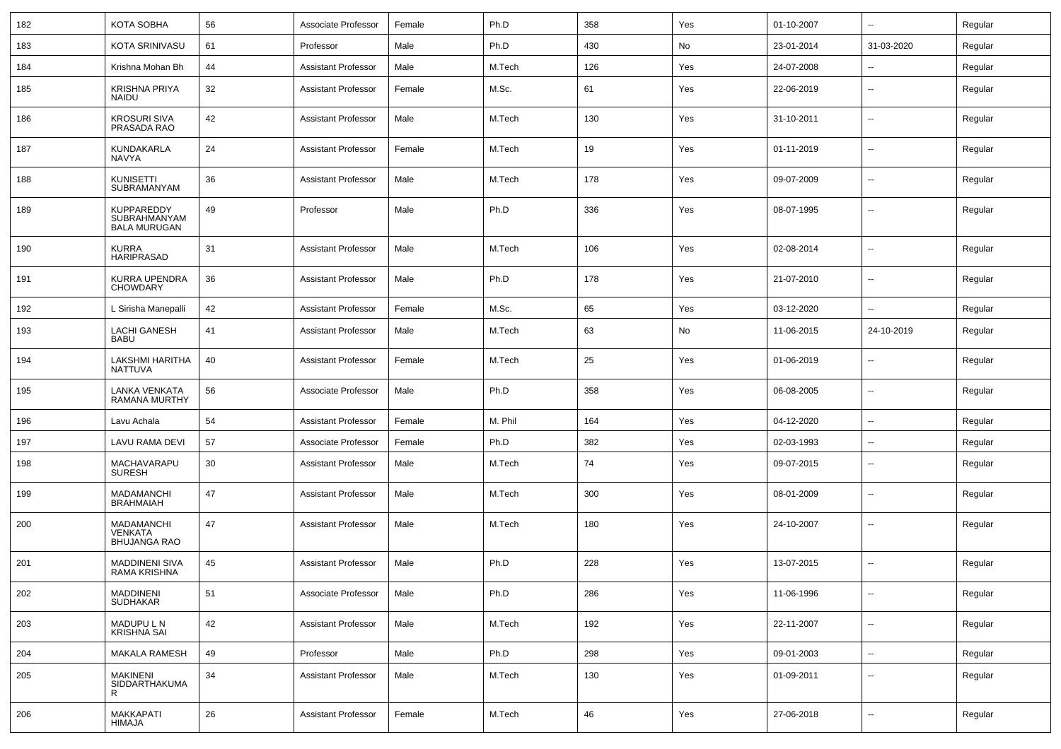| | | | | | | | | | | |
|---|---|---|---|---|---|---|---|---|---|---|
| 182 | KOTA SOBHA | 56 | Associate Professor | Female | Ph.D | 358 | Yes | 01-10-2007 | -- | Regular |
| 183 | KOTA SRINIVASU | 61 | Professor | Male | Ph.D | 430 | No | 23-01-2014 | 31-03-2020 | Regular |
| 184 | Krishna Mohan Bh | 44 | Assistant Professor | Male | M.Tech | 126 | Yes | 24-07-2008 | -- | Regular |
| 185 | KRISHNA PRIYA NAIDU | 32 | Assistant Professor | Female | M.Sc. | 61 | Yes | 22-06-2019 | -- | Regular |
| 186 | KROSURI SIVA PRASADA RAO | 42 | Assistant Professor | Male | M.Tech | 130 | Yes | 31-10-2011 | -- | Regular |
| 187 | KUNDAKARLA NAVYA | 24 | Assistant Professor | Female | M.Tech | 19 | Yes | 01-11-2019 | -- | Regular |
| 188 | KUNISETTI SUBRAMANYAM | 36 | Assistant Professor | Male | M.Tech | 178 | Yes | 09-07-2009 | -- | Regular |
| 189 | KUPPAREDDY SUBRAHMANYAM BALA MURUGAN | 49 | Professor | Male | Ph.D | 336 | Yes | 08-07-1995 | -- | Regular |
| 190 | KURRA HARIPRASAD | 31 | Assistant Professor | Male | M.Tech | 106 | Yes | 02-08-2014 | -- | Regular |
| 191 | KURRA UPENDRA CHOWDARY | 36 | Assistant Professor | Male | Ph.D | 178 | Yes | 21-07-2010 | -- | Regular |
| 192 | L Sirisha Manepalli | 42 | Assistant Professor | Female | M.Sc. | 65 | Yes | 03-12-2020 | -- | Regular |
| 193 | LACHI GANESH BABU | 41 | Assistant Professor | Male | M.Tech | 63 | No | 11-06-2015 | 24-10-2019 | Regular |
| 194 | LAKSHMI HARITHA NATTUVA | 40 | Assistant Professor | Female | M.Tech | 25 | Yes | 01-06-2019 | -- | Regular |
| 195 | LANKA VENKATA RAMANA MURTHY | 56 | Associate Professor | Male | Ph.D | 358 | Yes | 06-08-2005 | -- | Regular |
| 196 | Lavu Achala | 54 | Assistant Professor | Female | M. Phil | 164 | Yes | 04-12-2020 | -- | Regular |
| 197 | LAVU RAMA DEVI | 57 | Associate Professor | Female | Ph.D | 382 | Yes | 02-03-1993 | -- | Regular |
| 198 | MACHAVARAPU SURESH | 30 | Assistant Professor | Male | M.Tech | 74 | Yes | 09-07-2015 | -- | Regular |
| 199 | MADAMANCHI BRAHMAIAH | 47 | Assistant Professor | Male | M.Tech | 300 | Yes | 08-01-2009 | -- | Regular |
| 200 | MADAMANCHI VENKATA BHUJANGA RAO | 47 | Assistant Professor | Male | M.Tech | 180 | Yes | 24-10-2007 | -- | Regular |
| 201 | MADDINENI SIVA RAMA KRISHNA | 45 | Assistant Professor | Male | Ph.D | 228 | Yes | 13-07-2015 | -- | Regular |
| 202 | MADDINENI SUDHAKAR | 51 | Associate Professor | Male | Ph.D | 286 | Yes | 11-06-1996 | -- | Regular |
| 203 | MADUPU L N KRISHNA SAI | 42 | Assistant Professor | Male | M.Tech | 192 | Yes | 22-11-2007 | -- | Regular |
| 204 | MAKALA RAMESH | 49 | Professor | Male | Ph.D | 298 | Yes | 09-01-2003 | -- | Regular |
| 205 | MAKINENI SIDDARTHAKUMAR | 34 | Assistant Professor | Male | M.Tech | 130 | Yes | 01-09-2011 | -- | Regular |
| 206 | MAKKAPATI HIMAJA | 26 | Assistant Professor | Female | M.Tech | 46 | Yes | 27-06-2018 | -- | Regular |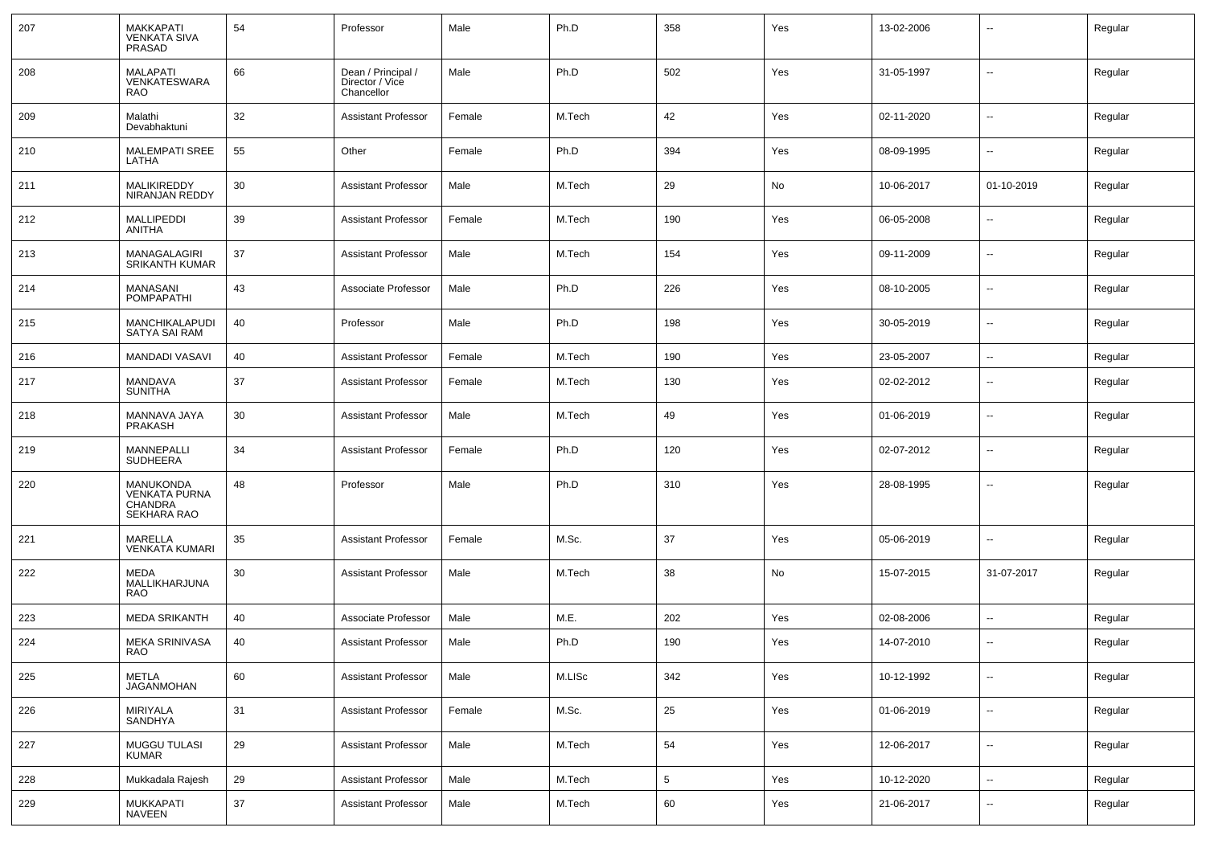| 207 | MAKKAPATI VENKATA SIVA PRASAD | 54 | Professor | Male | Ph.D | 358 | Yes | 13-02-2006 | -- | Regular |
|---|---|---|---|---|---|---|---|---|---|---|
| 208 | MALAPATI VENKATESWARA RAO | 66 | Dean / Principal / Director / Vice Chancellor | Male | Ph.D | 502 | Yes | 31-05-1997 | -- | Regular |
| 209 | Malathi Devabhaktuni | 32 | Assistant Professor | Female | M.Tech | 42 | Yes | 02-11-2020 | -- | Regular |
| 210 | MALEMPATI SREE LATHA | 55 | Other | Female | Ph.D | 394 | Yes | 08-09-1995 | -- | Regular |
| 211 | MALIKIREDDY NIRANJAN REDDY | 30 | Assistant Professor | Male | M.Tech | 29 | No | 10-06-2017 | 01-10-2019 | Regular |
| 212 | MALLIPEDDI ANITHA | 39 | Assistant Professor | Female | M.Tech | 190 | Yes | 06-05-2008 | -- | Regular |
| 213 | MANAGALAGIRI SRIKANTH KUMAR | 37 | Assistant Professor | Male | M.Tech | 154 | Yes | 09-11-2009 | -- | Regular |
| 214 | MANASANI POMPAPATHI | 43 | Associate Professor | Male | Ph.D | 226 | Yes | 08-10-2005 | -- | Regular |
| 215 | MANCHIKALAPUDI SATYA SAI RAM | 40 | Professor | Male | Ph.D | 198 | Yes | 30-05-2019 | -- | Regular |
| 216 | MANDADI VASAVI | 40 | Assistant Professor | Female | M.Tech | 190 | Yes | 23-05-2007 | -- | Regular |
| 217 | MANDAVA SUNITHA | 37 | Assistant Professor | Female | M.Tech | 130 | Yes | 02-02-2012 | -- | Regular |
| 218 | MANNAVA JAYA PRAKASH | 30 | Assistant Professor | Male | M.Tech | 49 | Yes | 01-06-2019 | -- | Regular |
| 219 | MANNEPALLI SUDHEERA | 34 | Assistant Professor | Female | Ph.D | 120 | Yes | 02-07-2012 | -- | Regular |
| 220 | MANUKONDA VENKATA PURNA CHANDRA SEKHARA RAO | 48 | Professor | Male | Ph.D | 310 | Yes | 28-08-1995 | -- | Regular |
| 221 | MARELLA VENKATA KUMARI | 35 | Assistant Professor | Female | M.Sc. | 37 | Yes | 05-06-2019 | -- | Regular |
| 222 | MEDA MALLIKHARJUNA RAO | 30 | Assistant Professor | Male | M.Tech | 38 | No | 15-07-2015 | 31-07-2017 | Regular |
| 223 | MEDA SRIKANTH | 40 | Associate Professor | Male | M.E. | 202 | Yes | 02-08-2006 | -- | Regular |
| 224 | MEKA SRINIVASA RAO | 40 | Assistant Professor | Male | Ph.D | 190 | Yes | 14-07-2010 | -- | Regular |
| 225 | METLA JAGANMOHAN | 60 | Assistant Professor | Male | M.LISc | 342 | Yes | 10-12-1992 | -- | Regular |
| 226 | MIRIYALA SANDHYA | 31 | Assistant Professor | Female | M.Sc. | 25 | Yes | 01-06-2019 | -- | Regular |
| 227 | MUGGU TULASI KUMAR | 29 | Assistant Professor | Male | M.Tech | 54 | Yes | 12-06-2017 | -- | Regular |
| 228 | Mukkadala Rajesh | 29 | Assistant Professor | Male | M.Tech | 5 | Yes | 10-12-2020 | -- | Regular |
| 229 | MUKKAPATI NAVEEN | 37 | Assistant Professor | Male | M.Tech | 60 | Yes | 21-06-2017 | -- | Regular |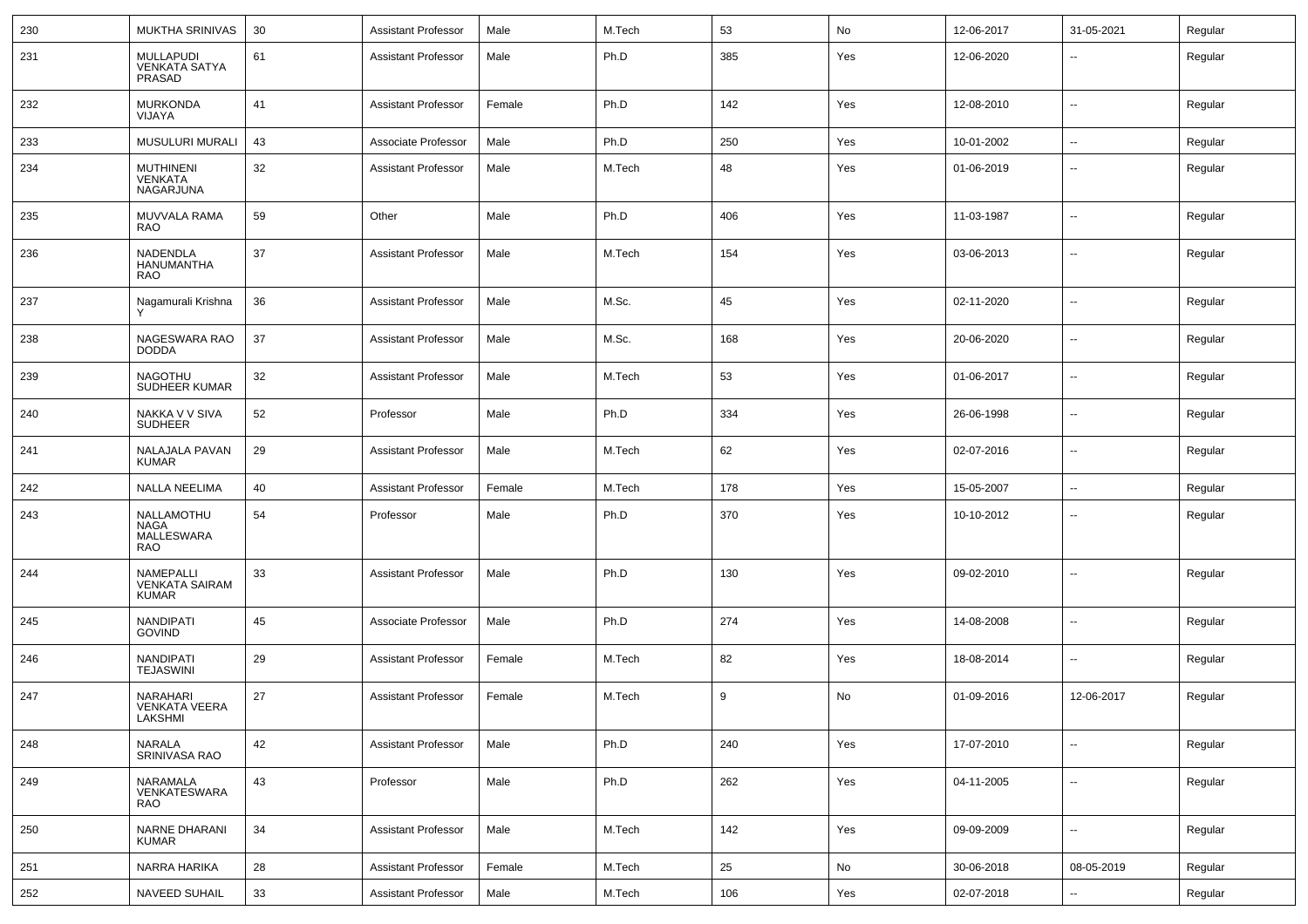| 230 | MUKTHA SRINIVAS | 30 | Assistant Professor | Male | M.Tech | 53 | No | 12-06-2017 | 31-05-2021 | Regular |
|---|---|---|---|---|---|---|---|---|---|---|
| 231 | MULLAPUDI VENKATA SATYA PRASAD | 61 | Assistant Professor | Male | Ph.D | 385 | Yes | 12-06-2020 | -- | Regular |
| 232 | MURKONDA VIJAYA | 41 | Assistant Professor | Female | Ph.D | 142 | Yes | 12-08-2010 | -- | Regular |
| 233 | MUSULURI MURALI | 43 | Associate Professor | Male | Ph.D | 250 | Yes | 10-01-2002 | -- | Regular |
| 234 | MUTHINENI VENKATA NAGARJUNA | 32 | Assistant Professor | Male | M.Tech | 48 | Yes | 01-06-2019 | -- | Regular |
| 235 | MUVVALA RAMA RAO | 59 | Other | Male | Ph.D | 406 | Yes | 11-03-1987 | -- | Regular |
| 236 | NADENDLA HANUMANTHA RAO | 37 | Assistant Professor | Male | M.Tech | 154 | Yes | 03-06-2013 | -- | Regular |
| 237 | Nagamurali Krishna Y | 36 | Assistant Professor | Male | M.Sc. | 45 | Yes | 02-11-2020 | -- | Regular |
| 238 | NAGESWARA RAO DODDA | 37 | Assistant Professor | Male | M.Sc. | 168 | Yes | 20-06-2020 | -- | Regular |
| 239 | NAGOTHU SUDHEER KUMAR | 32 | Assistant Professor | Male | M.Tech | 53 | Yes | 01-06-2017 | -- | Regular |
| 240 | NAKKA V V SIVA SUDHEER | 52 | Professor | Male | Ph.D | 334 | Yes | 26-06-1998 | -- | Regular |
| 241 | NALAJALA PAVAN KUMAR | 29 | Assistant Professor | Male | M.Tech | 62 | Yes | 02-07-2016 | -- | Regular |
| 242 | NALLA NEELIMA | 40 | Assistant Professor | Female | M.Tech | 178 | Yes | 15-05-2007 | -- | Regular |
| 243 | NALLAMOTHU NAGA MALLESWARA RAO | 54 | Professor | Male | Ph.D | 370 | Yes | 10-10-2012 | -- | Regular |
| 244 | NAMEPALLI VENKATA SAIRAM KUMAR | 33 | Assistant Professor | Male | Ph.D | 130 | Yes | 09-02-2010 | -- | Regular |
| 245 | NANDIPATI GOVIND | 45 | Associate Professor | Male | Ph.D | 274 | Yes | 14-08-2008 | -- | Regular |
| 246 | NANDIPATI TEJASWINI | 29 | Assistant Professor | Female | M.Tech | 82 | Yes | 18-08-2014 | -- | Regular |
| 247 | NARAHARI VENKATA VEERA LAKSHMI | 27 | Assistant Professor | Female | M.Tech | 9 | No | 01-09-2016 | 12-06-2017 | Regular |
| 248 | NARALA SRINIVASA RAO | 42 | Assistant Professor | Male | Ph.D | 240 | Yes | 17-07-2010 | -- | Regular |
| 249 | NARAMALA VENKATESWARA RAO | 43 | Professor | Male | Ph.D | 262 | Yes | 04-11-2005 | -- | Regular |
| 250 | NARNE DHARANI KUMAR | 34 | Assistant Professor | Male | M.Tech | 142 | Yes | 09-09-2009 | -- | Regular |
| 251 | NARRA HARIKA | 28 | Assistant Professor | Female | M.Tech | 25 | No | 30-06-2018 | 08-05-2019 | Regular |
| 252 | NAVEED SUHAIL | 33 | Assistant Professor | Male | M.Tech | 106 | Yes | 02-07-2018 | -- | Regular |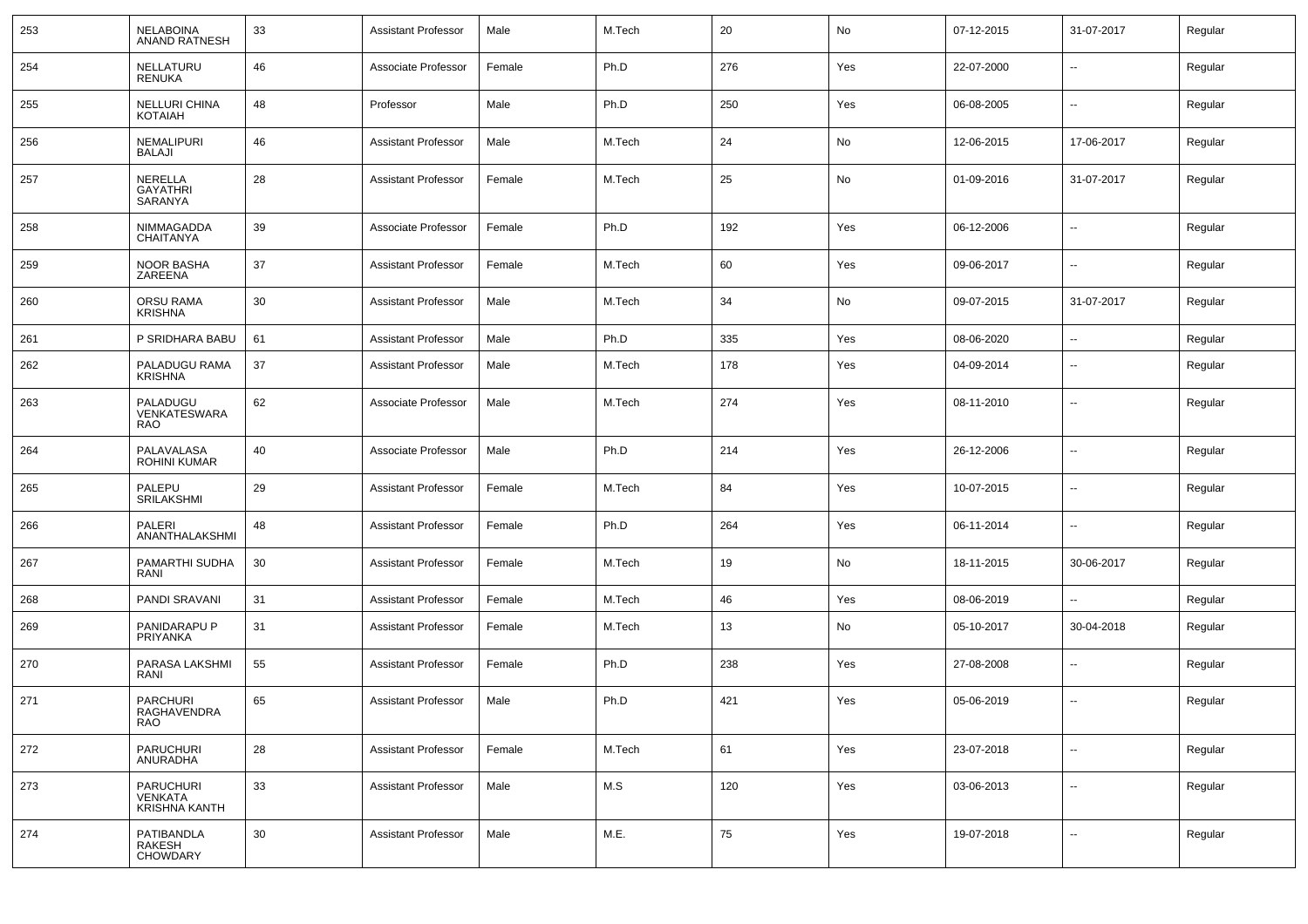| 253 | NELABOINA ANAND RATNESH | 33 | Assistant Professor | Male | M.Tech | 20 | No | 07-12-2015 | 31-07-2017 | Regular |
|---|---|---|---|---|---|---|---|---|---|---|
| 254 | NELLATURU RENUKA | 46 | Associate Professor | Female | Ph.D | 276 | Yes | 22-07-2000 | -- | Regular |
| 255 | NELLURI CHINA KOTAIAH | 48 | Professor | Male | Ph.D | 250 | Yes | 06-08-2005 | -- | Regular |
| 256 | NEMALIPURI BALAJI | 46 | Assistant Professor | Male | M.Tech | 24 | No | 12-06-2015 | 17-06-2017 | Regular |
| 257 | NERELLA GAYATHRI SARANYA | 28 | Assistant Professor | Female | M.Tech | 25 | No | 01-09-2016 | 31-07-2017 | Regular |
| 258 | NIMMAGADDA CHAITANYA | 39 | Associate Professor | Female | Ph.D | 192 | Yes | 06-12-2006 | -- | Regular |
| 259 | NOOR BASHA ZAREENA | 37 | Assistant Professor | Female | M.Tech | 60 | Yes | 09-06-2017 | -- | Regular |
| 260 | ORSU RAMA KRISHNA | 30 | Assistant Professor | Male | M.Tech | 34 | No | 09-07-2015 | 31-07-2017 | Regular |
| 261 | P SRIDHARA BABU | 61 | Assistant Professor | Male | Ph.D | 335 | Yes | 08-06-2020 | -- | Regular |
| 262 | PALADUGU RAMA KRISHNA | 37 | Assistant Professor | Male | M.Tech | 178 | Yes | 04-09-2014 | -- | Regular |
| 263 | PALADUGU VENKATESWARA RAO | 62 | Associate Professor | Male | M.Tech | 274 | Yes | 08-11-2010 | -- | Regular |
| 264 | PALAVALASA ROHINI KUMAR | 40 | Associate Professor | Male | Ph.D | 214 | Yes | 26-12-2006 | -- | Regular |
| 265 | PALEPU SRILAKSHMI | 29 | Assistant Professor | Female | M.Tech | 84 | Yes | 10-07-2015 | -- | Regular |
| 266 | PALERI ANANTHALAKSHMI | 48 | Assistant Professor | Female | Ph.D | 264 | Yes | 06-11-2014 | -- | Regular |
| 267 | PAMARTHI SUDHA RANI | 30 | Assistant Professor | Female | M.Tech | 19 | No | 18-11-2015 | 30-06-2017 | Regular |
| 268 | PANDI SRAVANI | 31 | Assistant Professor | Female | M.Tech | 46 | Yes | 08-06-2019 | -- | Regular |
| 269 | PANIDARAPU P PRIYANKA | 31 | Assistant Professor | Female | M.Tech | 13 | No | 05-10-2017 | 30-04-2018 | Regular |
| 270 | PARASA LAKSHMI RANI | 55 | Assistant Professor | Female | Ph.D | 238 | Yes | 27-08-2008 | -- | Regular |
| 271 | PARCHURI RAGHAVENDRA RAO | 65 | Assistant Professor | Male | Ph.D | 421 | Yes | 05-06-2019 | -- | Regular |
| 272 | PARUCHURI ANURADHA | 28 | Assistant Professor | Female | M.Tech | 61 | Yes | 23-07-2018 | -- | Regular |
| 273 | PARUCHURI VENKATA KRISHNA KANTH | 33 | Assistant Professor | Male | M.S | 120 | Yes | 03-06-2013 | -- | Regular |
| 274 | PATIBANDLA RAKESH CHOWDARY | 30 | Assistant Professor | Male | M.E. | 75 | Yes | 19-07-2018 | -- | Regular |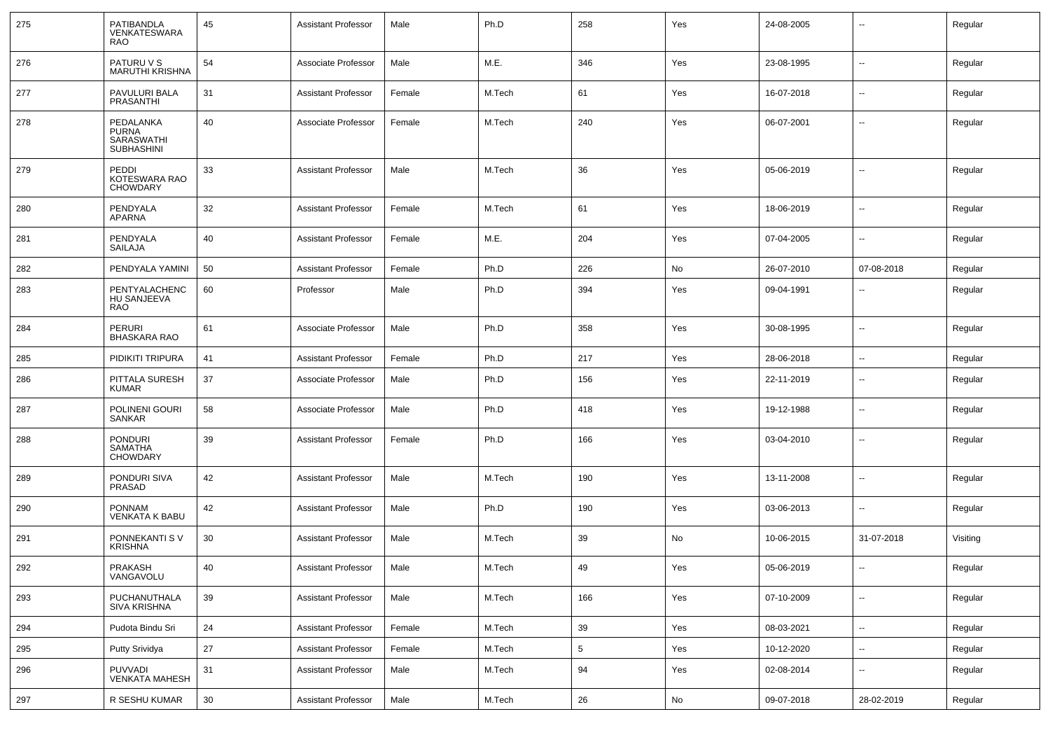| 275 | PATIBANDLA VENKATESWARA RAO | 45 | Assistant Professor | Male | Ph.D | 258 | Yes | 24-08-2005 | -- | Regular |
|---|---|---|---|---|---|---|---|---|---|---|
| 276 | PATURU V S MARUTHI KRISHNA | 54 | Associate Professor | Male | M.E. | 346 | Yes | 23-08-1995 | -- | Regular |
| 277 | PAVULURI BALA PRASANTHI | 31 | Assistant Professor | Female | M.Tech | 61 | Yes | 16-07-2018 | -- | Regular |
| 278 | PEDALANKA PURNA SARASWATHI SUBHASHINI | 40 | Associate Professor | Female | M.Tech | 240 | Yes | 06-07-2001 | -- | Regular |
| 279 | PEDDI KOTESWARA RAO CHOWDARY | 33 | Assistant Professor | Male | M.Tech | 36 | Yes | 05-06-2019 | -- | Regular |
| 280 | PENDYALA APARNA | 32 | Assistant Professor | Female | M.Tech | 61 | Yes | 18-06-2019 | -- | Regular |
| 281 | PENDYALA SAILAJA | 40 | Assistant Professor | Female | M.E. | 204 | Yes | 07-04-2005 | -- | Regular |
| 282 | PENDYALA YAMINI | 50 | Assistant Professor | Female | Ph.D | 226 | No | 26-07-2010 | 07-08-2018 | Regular |
| 283 | PENTYALACHENCHU SANJEEVA RAO | 60 | Professor | Male | Ph.D | 394 | Yes | 09-04-1991 | -- | Regular |
| 284 | PERURI BHASKARA RAO | 61 | Associate Professor | Male | Ph.D | 358 | Yes | 30-08-1995 | -- | Regular |
| 285 | PIDIKITI TRIPURA | 41 | Assistant Professor | Female | Ph.D | 217 | Yes | 28-06-2018 | -- | Regular |
| 286 | PITTALA SURESH KUMAR | 37 | Associate Professor | Male | Ph.D | 156 | Yes | 22-11-2019 | -- | Regular |
| 287 | POLINENI GOURI SANKAR | 58 | Associate Professor | Male | Ph.D | 418 | Yes | 19-12-1988 | -- | Regular |
| 288 | PONDURI SAMATHA CHOWDARY | 39 | Assistant Professor | Female | Ph.D | 166 | Yes | 03-04-2010 | -- | Regular |
| 289 | PONDURI SIVA PRASAD | 42 | Assistant Professor | Male | M.Tech | 190 | Yes | 13-11-2008 | -- | Regular |
| 290 | PONNAM VENKATA K BABU | 42 | Assistant Professor | Male | Ph.D | 190 | Yes | 03-06-2013 | -- | Regular |
| 291 | PONNEKANTI S V KRISHNA | 30 | Assistant Professor | Male | M.Tech | 39 | No | 10-06-2015 | 31-07-2018 | Visiting |
| 292 | PRAKASH VANGAVOLU | 40 | Assistant Professor | Male | M.Tech | 49 | Yes | 05-06-2019 | -- | Regular |
| 293 | PUCHANUTHALA SIVA KRISHNA | 39 | Assistant Professor | Male | M.Tech | 166 | Yes | 07-10-2009 | -- | Regular |
| 294 | Pudota Bindu Sri | 24 | Assistant Professor | Female | M.Tech | 39 | Yes | 08-03-2021 | -- | Regular |
| 295 | Putty Srividya | 27 | Assistant Professor | Female | M.Tech | 5 | Yes | 10-12-2020 | -- | Regular |
| 296 | PUVVADI VENKATA MAHESH | 31 | Assistant Professor | Male | M.Tech | 94 | Yes | 02-08-2014 | -- | Regular |
| 297 | R SESHU KUMAR | 30 | Assistant Professor | Male | M.Tech | 26 | No | 09-07-2018 | 28-02-2019 | Regular |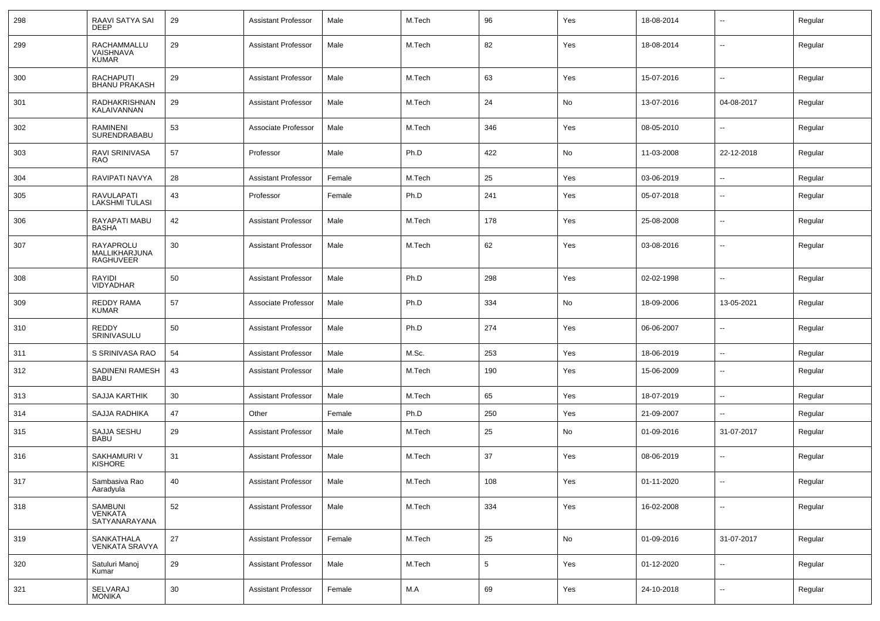| | | | | | | | | | | |
|---|---|---|---|---|---|---|---|---|---|---|
| 298 | RAAVI SATYA SAI DEEP | 29 | Assistant Professor | Male | M.Tech | 96 | Yes | 18-08-2014 | -- | Regular |
| 299 | RACHAMMALLU VAISHNAVA KUMAR | 29 | Assistant Professor | Male | M.Tech | 82 | Yes | 18-08-2014 | -- | Regular |
| 300 | RACHAPUTI BHANU PRAKASH | 29 | Assistant Professor | Male | M.Tech | 63 | Yes | 15-07-2016 | -- | Regular |
| 301 | RADHAKRISHNAN KALAIVANNAN | 29 | Assistant Professor | Male | M.Tech | 24 | No | 13-07-2016 | 04-08-2017 | Regular |
| 302 | RAMINENI SURENDRABABU | 53 | Associate Professor | Male | M.Tech | 346 | Yes | 08-05-2010 | -- | Regular |
| 303 | RAVI SRINIVASA RAO | 57 | Professor | Male | Ph.D | 422 | No | 11-03-2008 | 22-12-2018 | Regular |
| 304 | RAVIPATI NAVYA | 28 | Assistant Professor | Female | M.Tech | 25 | Yes | 03-06-2019 | -- | Regular |
| 305 | RAVULAPATI LAKSHMI TULASI | 43 | Professor | Female | Ph.D | 241 | Yes | 05-07-2018 | -- | Regular |
| 306 | RAYAPATI MABU BASHA | 42 | Assistant Professor | Male | M.Tech | 178 | Yes | 25-08-2008 | -- | Regular |
| 307 | RAYAPROLU MALLIKHARJUNA RAGHUVEER | 30 | Assistant Professor | Male | M.Tech | 62 | Yes | 03-08-2016 | -- | Regular |
| 308 | RAYIDI VIDYADHAR | 50 | Assistant Professor | Male | Ph.D | 298 | Yes | 02-02-1998 | -- | Regular |
| 309 | REDDY RAMA KUMAR | 57 | Associate Professor | Male | Ph.D | 334 | No | 18-09-2006 | 13-05-2021 | Regular |
| 310 | REDDY SRINIVASULU | 50 | Assistant Professor | Male | Ph.D | 274 | Yes | 06-06-2007 | -- | Regular |
| 311 | S SRINIVASA RAO | 54 | Assistant Professor | Male | M.Sc. | 253 | Yes | 18-06-2019 | -- | Regular |
| 312 | SADINENI RAMESH BABU | 43 | Assistant Professor | Male | M.Tech | 190 | Yes | 15-06-2009 | -- | Regular |
| 313 | SAJJA KARTHIK | 30 | Assistant Professor | Male | M.Tech | 65 | Yes | 18-07-2019 | -- | Regular |
| 314 | SAJJA RADHIKA | 47 | Other | Female | Ph.D | 250 | Yes | 21-09-2007 | -- | Regular |
| 315 | SAJJA SESHU BABU | 29 | Assistant Professor | Male | M.Tech | 25 | No | 01-09-2016 | 31-07-2017 | Regular |
| 316 | SAKHAMURI V KISHORE | 31 | Assistant Professor | Male | M.Tech | 37 | Yes | 08-06-2019 | -- | Regular |
| 317 | Sambasiva Rao Aaradyula | 40 | Assistant Professor | Male | M.Tech | 108 | Yes | 01-11-2020 | -- | Regular |
| 318 | SAMBUNI VENKATA SATYANARAYANA | 52 | Assistant Professor | Male | M.Tech | 334 | Yes | 16-02-2008 | -- | Regular |
| 319 | SANKATHALA VENKATA SRAVYA | 27 | Assistant Professor | Female | M.Tech | 25 | No | 01-09-2016 | 31-07-2017 | Regular |
| 320 | Satuluri Manoj Kumar | 29 | Assistant Professor | Male | M.Tech | 5 | Yes | 01-12-2020 | -- | Regular |
| 321 | SELVARAJ MONIKA | 30 | Assistant Professor | Female | M.A | 69 | Yes | 24-10-2018 | -- | Regular |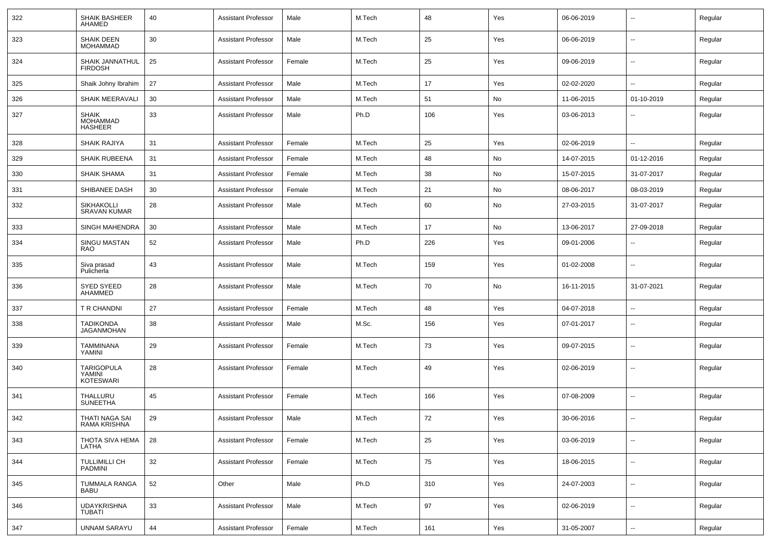| 322 | SHAIK BASHEER AHAMED | 40 | Assistant Professor | Male | M.Tech | 48 | Yes | 06-06-2019 | -- | Regular |
|---|---|---|---|---|---|---|---|---|---|---|
| 323 | SHAIK DEEN MOHAMMAD | 30 | Assistant Professor | Male | M.Tech | 25 | Yes | 06-06-2019 | -- | Regular |
| 324 | SHAIK JANNATHUL FIRDOSH | 25 | Assistant Professor | Female | M.Tech | 25 | Yes | 09-06-2019 | -- | Regular |
| 325 | Shaik Johny Ibrahim | 27 | Assistant Professor | Male | M.Tech | 17 | Yes | 02-02-2020 | -- | Regular |
| 326 | SHAIK MEERAVALI | 30 | Assistant Professor | Male | M.Tech | 51 | No | 11-06-2015 | 01-10-2019 | Regular |
| 327 | SHAIK MOHAMMAD HASHEER | 33 | Assistant Professor | Male | Ph.D | 106 | Yes | 03-06-2013 | -- | Regular |
| 328 | SHAIK RAJIYA | 31 | Assistant Professor | Female | M.Tech | 25 | Yes | 02-06-2019 | -- | Regular |
| 329 | SHAIK RUBEENA | 31 | Assistant Professor | Female | M.Tech | 48 | No | 14-07-2015 | 01-12-2016 | Regular |
| 330 | SHAIK SHAMA | 31 | Assistant Professor | Female | M.Tech | 38 | No | 15-07-2015 | 31-07-2017 | Regular |
| 331 | SHIBANEE DASH | 30 | Assistant Professor | Female | M.Tech | 21 | No | 08-06-2017 | 08-03-2019 | Regular |
| 332 | SIKHAKOLLI SRAVAN KUMAR | 28 | Assistant Professor | Male | M.Tech | 60 | No | 27-03-2015 | 31-07-2017 | Regular |
| 333 | SINGH MAHENDRA | 30 | Assistant Professor | Male | M.Tech | 17 | No | 13-06-2017 | 27-09-2018 | Regular |
| 334 | SINGU MASTAN RAO | 52 | Assistant Professor | Male | Ph.D | 226 | Yes | 09-01-2006 | -- | Regular |
| 335 | Siva prasad Pulicherla | 43 | Assistant Professor | Male | M.Tech | 159 | Yes | 01-02-2008 | -- | Regular |
| 336 | SYED SYEED AHAMMED | 28 | Assistant Professor | Male | M.Tech | 70 | No | 16-11-2015 | 31-07-2021 | Regular |
| 337 | T R CHANDNI | 27 | Assistant Professor | Female | M.Tech | 48 | Yes | 04-07-2018 | -- | Regular |
| 338 | TADIKONDA JAGANMOHAN | 38 | Assistant Professor | Male | M.Sc. | 156 | Yes | 07-01-2017 | -- | Regular |
| 339 | TAMMINANA YAMINI | 29 | Assistant Professor | Female | M.Tech | 73 | Yes | 09-07-2015 | -- | Regular |
| 340 | TARIGOPULA YAMINI KOTESWARI | 28 | Assistant Professor | Female | M.Tech | 49 | Yes | 02-06-2019 | -- | Regular |
| 341 | THALLURU SUNEETHA | 45 | Assistant Professor | Female | M.Tech | 166 | Yes | 07-08-2009 | -- | Regular |
| 342 | THATI NAGA SAI RAMA KRISHNA | 29 | Assistant Professor | Male | M.Tech | 72 | Yes | 30-06-2016 | -- | Regular |
| 343 | THOTA SIVA HEMA LATHA | 28 | Assistant Professor | Female | M.Tech | 25 | Yes | 03-06-2019 | -- | Regular |
| 344 | TULLIMILLI CH PADMINI | 32 | Assistant Professor | Female | M.Tech | 75 | Yes | 18-06-2015 | -- | Regular |
| 345 | TUMMALA RANGA BABU | 52 | Other | Male | Ph.D | 310 | Yes | 24-07-2003 | -- | Regular |
| 346 | UDAYKRISHNA TUBATI | 33 | Assistant Professor | Male | M.Tech | 97 | Yes | 02-06-2019 | -- | Regular |
| 347 | UNNAM SARAYU | 44 | Assistant Professor | Female | M.Tech | 161 | Yes | 31-05-2007 | -- | Regular |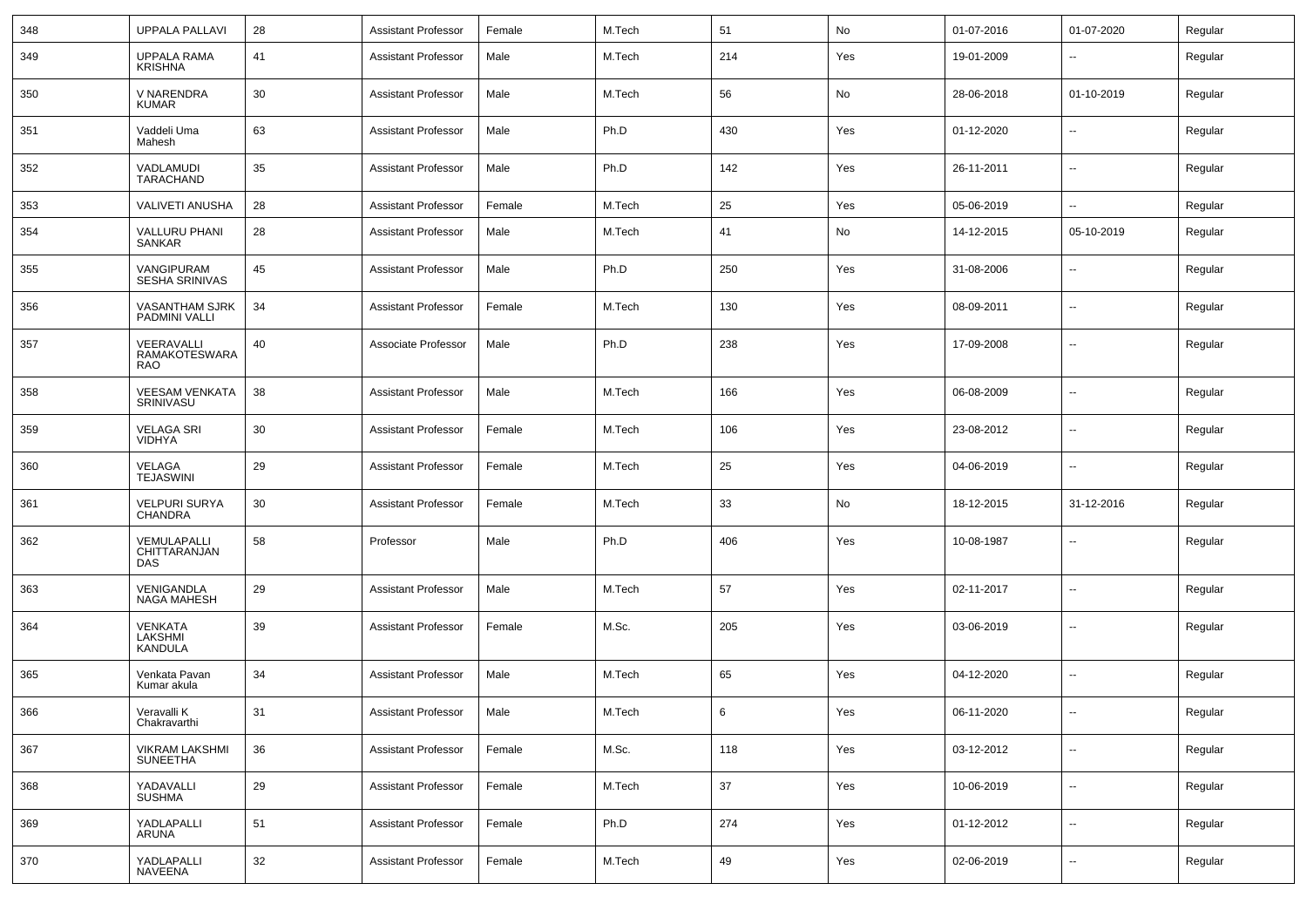| 348 | UPPALA PALLAVI | 28 | Assistant Professor | Female | M.Tech | 51 | No | 01-07-2016 | 01-07-2020 | Regular |
|---|---|---|---|---|---|---|---|---|---|---|
| 349 | UPPALA RAMA KRISHNA | 41 | Assistant Professor | Male | M.Tech | 214 | Yes | 19-01-2009 | -- | Regular |
| 350 | V NARENDRA KUMAR | 30 | Assistant Professor | Male | M.Tech | 56 | No | 28-06-2018 | 01-10-2019 | Regular |
| 351 | Vaddeli Uma Mahesh | 63 | Assistant Professor | Male | Ph.D | 430 | Yes | 01-12-2020 | -- | Regular |
| 352 | VADLAMUDI TARACHAND | 35 | Assistant Professor | Male | Ph.D | 142 | Yes | 26-11-2011 | -- | Regular |
| 353 | VALIVETI ANUSHA | 28 | Assistant Professor | Female | M.Tech | 25 | Yes | 05-06-2019 | -- | Regular |
| 354 | VALLURU PHANI SANKAR | 28 | Assistant Professor | Male | M.Tech | 41 | No | 14-12-2015 | 05-10-2019 | Regular |
| 355 | VANGIPURAM SESHA SRINIVAS | 45 | Assistant Professor | Male | Ph.D | 250 | Yes | 31-08-2006 | -- | Regular |
| 356 | VASANTHAM SJRK PADMINI VALLI | 34 | Assistant Professor | Female | M.Tech | 130 | Yes | 08-09-2011 | -- | Regular |
| 357 | VEERAVALLI RAMAKOTESWARA RAO | 40 | Associate Professor | Male | Ph.D | 238 | Yes | 17-09-2008 | -- | Regular |
| 358 | VEESAM VENKATA SRINIVASU | 38 | Assistant Professor | Male | M.Tech | 166 | Yes | 06-08-2009 | -- | Regular |
| 359 | VELAGA SRI VIDHYA | 30 | Assistant Professor | Female | M.Tech | 106 | Yes | 23-08-2012 | -- | Regular |
| 360 | VELAGA TEJASWINI | 29 | Assistant Professor | Female | M.Tech | 25 | Yes | 04-06-2019 | -- | Regular |
| 361 | VELPURI SURYA CHANDRA | 30 | Assistant Professor | Female | M.Tech | 33 | No | 18-12-2015 | 31-12-2016 | Regular |
| 362 | VEMULAPALLI CHITTARANJAN DAS | 58 | Professor | Male | Ph.D | 406 | Yes | 10-08-1987 | -- | Regular |
| 363 | VENIGANDLA NAGA MAHESH | 29 | Assistant Professor | Male | M.Tech | 57 | Yes | 02-11-2017 | -- | Regular |
| 364 | VENKATA LAKSHMI KANDULA | 39 | Assistant Professor | Female | M.Sc. | 205 | Yes | 03-06-2019 | -- | Regular |
| 365 | Venkata Pavan Kumar akula | 34 | Assistant Professor | Male | M.Tech | 65 | Yes | 04-12-2020 | -- | Regular |
| 366 | Veravalli K Chakravarthi | 31 | Assistant Professor | Male | M.Tech | 6 | Yes | 06-11-2020 | -- | Regular |
| 367 | VIKRAM LAKSHMI SUNEETHA | 36 | Assistant Professor | Female | M.Sc. | 118 | Yes | 03-12-2012 | -- | Regular |
| 368 | YADAVALLI SUSHMA | 29 | Assistant Professor | Female | M.Tech | 37 | Yes | 10-06-2019 | -- | Regular |
| 369 | YADLAPALLI ARUNA | 51 | Assistant Professor | Female | Ph.D | 274 | Yes | 01-12-2012 | -- | Regular |
| 370 | YADLAPALLI NAVEENA | 32 | Assistant Professor | Female | M.Tech | 49 | Yes | 02-06-2019 | -- | Regular |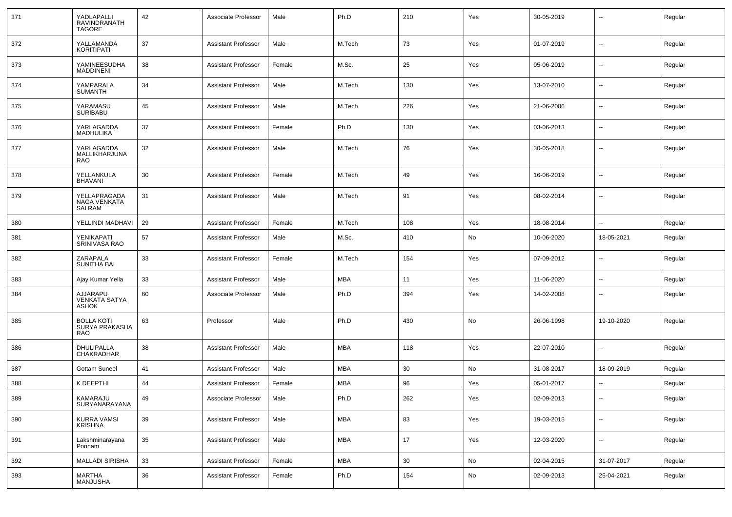| 371 | YADLAPALLI RAVINDRANATH TAGORE | 42 | Associate Professor | Male | Ph.D | 210 | Yes | 30-05-2019 | -- | Regular |
|---|---|---|---|---|---|---|---|---|---|---|
| 372 | YALLAMANDA KORITIPATI | 37 | Assistant Professor | Male | M.Tech | 73 | Yes | 01-07-2019 | -- | Regular |
| 373 | YAMINEESUDHA MADDINENI | 38 | Assistant Professor | Female | M.Sc. | 25 | Yes | 05-06-2019 | -- | Regular |
| 374 | YAMPARALA SUMANTH | 34 | Assistant Professor | Male | M.Tech | 130 | Yes | 13-07-2010 | -- | Regular |
| 375 | YARAMASU SURIBABU | 45 | Assistant Professor | Male | M.Tech | 226 | Yes | 21-06-2006 | -- | Regular |
| 376 | YARLAGADDA MADHULIKA | 37 | Assistant Professor | Female | Ph.D | 130 | Yes | 03-06-2013 | -- | Regular |
| 377 | YARLAGADDA MALLIKHARJUNA RAO | 32 | Assistant Professor | Male | M.Tech | 76 | Yes | 30-05-2018 | -- | Regular |
| 378 | YELLANKULA BHAVANI | 30 | Assistant Professor | Female | M.Tech | 49 | Yes | 16-06-2019 | -- | Regular |
| 379 | YELLAPRAGADA NAGA VENKATA SAI RAM | 31 | Assistant Professor | Male | M.Tech | 91 | Yes | 08-02-2014 | -- | Regular |
| 380 | YELLINDI MADHAVI | 29 | Assistant Professor | Female | M.Tech | 108 | Yes | 18-08-2014 | -- | Regular |
| 381 | YENIKAPATI SRINIVASA RAO | 57 | Assistant Professor | Male | M.Sc. | 410 | No | 10-06-2020 | 18-05-2021 | Regular |
| 382 | ZARAPALA SUNITHA BAI | 33 | Assistant Professor | Female | M.Tech | 154 | Yes | 07-09-2012 | -- | Regular |
| 383 | Ajay Kumar Yella | 33 | Assistant Professor | Male | MBA | 11 | Yes | 11-06-2020 | -- | Regular |
| 384 | AJJARAPU VENKATA SATYA ASHOK | 60 | Associate Professor | Male | Ph.D | 394 | Yes | 14-02-2008 | -- | Regular |
| 385 | BOLLA KOTI SURYA PRAKASHA RAO | 63 | Professor | Male | Ph.D | 430 | No | 26-06-1998 | 19-10-2020 | Regular |
| 386 | DHULIPALLA CHAKRADHAR | 38 | Assistant Professor | Male | MBA | 118 | Yes | 22-07-2010 | -- | Regular |
| 387 | Gottam Suneel | 41 | Assistant Professor | Male | MBA | 30 | No | 31-08-2017 | 18-09-2019 | Regular |
| 388 | K DEEPTHI | 44 | Assistant Professor | Female | MBA | 96 | Yes | 05-01-2017 | -- | Regular |
| 389 | KAMARAJU SURYANARAYANA | 49 | Associate Professor | Male | Ph.D | 262 | Yes | 02-09-2013 | -- | Regular |
| 390 | KURRA VAMSI KRISHNA | 39 | Assistant Professor | Male | MBA | 83 | Yes | 19-03-2015 | -- | Regular |
| 391 | Lakshminarayana Ponnam | 35 | Assistant Professor | Male | MBA | 17 | Yes | 12-03-2020 | -- | Regular |
| 392 | MALLADI SIRISHA | 33 | Assistant Professor | Female | MBA | 30 | No | 02-04-2015 | 31-07-2017 | Regular |
| 393 | MARTHA MANJUSHA | 36 | Assistant Professor | Female | Ph.D | 154 | No | 02-09-2013 | 25-04-2021 | Regular |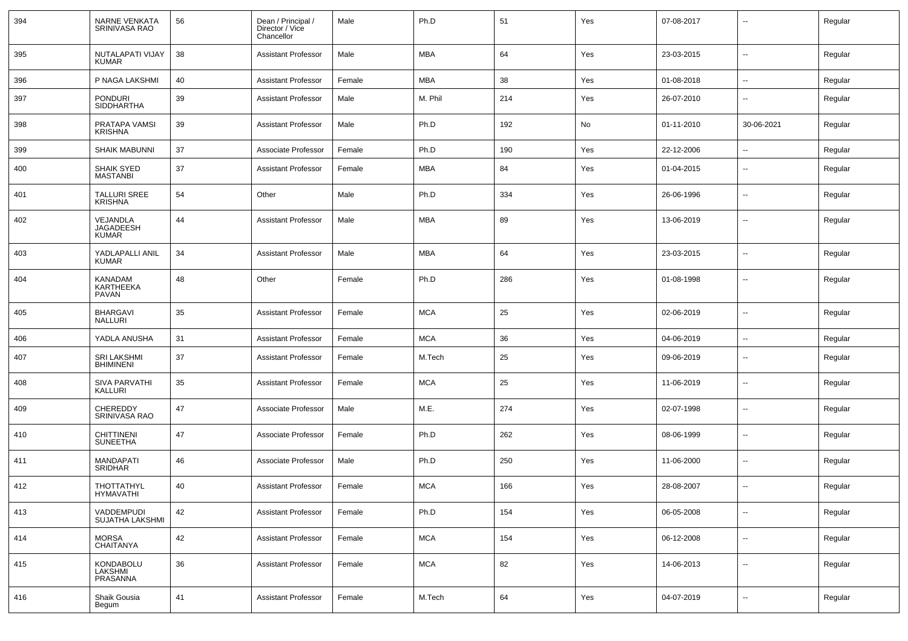| 394 | NARNE VENKATA SRINIVASA RAO | 56 | Dean / Principal / Director / Vice Chancellor | Male | Ph.D | 51 | Yes | 07-08-2017 | -- | Regular |
|---|---|---|---|---|---|---|---|---|---|---|
| 395 | NUTALAPATI VIJAY KUMAR | 38 | Assistant Professor | Male | MBA | 64 | Yes | 23-03-2015 | -- | Regular |
| 396 | P NAGA LAKSHMI | 40 | Assistant Professor | Female | MBA | 38 | Yes | 01-08-2018 | -- | Regular |
| 397 | PONDURI SIDDHARTHA | 39 | Assistant Professor | Male | M. Phil | 214 | Yes | 26-07-2010 | -- | Regular |
| 398 | PRATAPA VAMSI KRISHNA | 39 | Assistant Professor | Male | Ph.D | 192 | No | 01-11-2010 | 30-06-2021 | Regular |
| 399 | SHAIK MABUNNI | 37 | Associate Professor | Female | Ph.D | 190 | Yes | 22-12-2006 | -- | Regular |
| 400 | SHAIK SYED MASTANBI | 37 | Assistant Professor | Female | MBA | 84 | Yes | 01-04-2015 | -- | Regular |
| 401 | TALLURI SREE KRISHNA | 54 | Other | Male | Ph.D | 334 | Yes | 26-06-1996 | -- | Regular |
| 402 | VEJANDLA JAGADEESH KUMAR | 44 | Assistant Professor | Male | MBA | 89 | Yes | 13-06-2019 | -- | Regular |
| 403 | YADLAPALLI ANIL KUMAR | 34 | Assistant Professor | Male | MBA | 64 | Yes | 23-03-2015 | -- | Regular |
| 404 | KANADAM KARTHEEKA PAVAN | 48 | Other | Female | Ph.D | 286 | Yes | 01-08-1998 | -- | Regular |
| 405 | BHARGAVI NALLURI | 35 | Assistant Professor | Female | MCA | 25 | Yes | 02-06-2019 | -- | Regular |
| 406 | YADLA ANUSHA | 31 | Assistant Professor | Female | MCA | 36 | Yes | 04-06-2019 | -- | Regular |
| 407 | SRI LAKSHMI BHIMINENI | 37 | Assistant Professor | Female | M.Tech | 25 | Yes | 09-06-2019 | -- | Regular |
| 408 | SIVA PARVATHI KALLURI | 35 | Assistant Professor | Female | MCA | 25 | Yes | 11-06-2019 | -- | Regular |
| 409 | CHEREDDY SRINIVASA RAO | 47 | Associate Professor | Male | M.E. | 274 | Yes | 02-07-1998 | -- | Regular |
| 410 | CHITTINENI SUNEETHA | 47 | Associate Professor | Female | Ph.D | 262 | Yes | 08-06-1999 | -- | Regular |
| 411 | MANDAPATI SRIDHAR | 46 | Associate Professor | Male | Ph.D | 250 | Yes | 11-06-2000 | -- | Regular |
| 412 | THOTTATHYL HYMAVATHI | 40 | Assistant Professor | Female | MCA | 166 | Yes | 28-08-2007 | -- | Regular |
| 413 | VADDEMPUDI SUJATHA LAKSHMI | 42 | Assistant Professor | Female | Ph.D | 154 | Yes | 06-05-2008 | -- | Regular |
| 414 | MORSA CHAITANYA | 42 | Assistant Professor | Female | MCA | 154 | Yes | 06-12-2008 | -- | Regular |
| 415 | KONDABOLU LAKSHMI PRASANNA | 36 | Assistant Professor | Female | MCA | 82 | Yes | 14-06-2013 | -- | Regular |
| 416 | Shaik Gousia Begum | 41 | Assistant Professor | Female | M.Tech | 64 | Yes | 04-07-2019 | -- | Regular |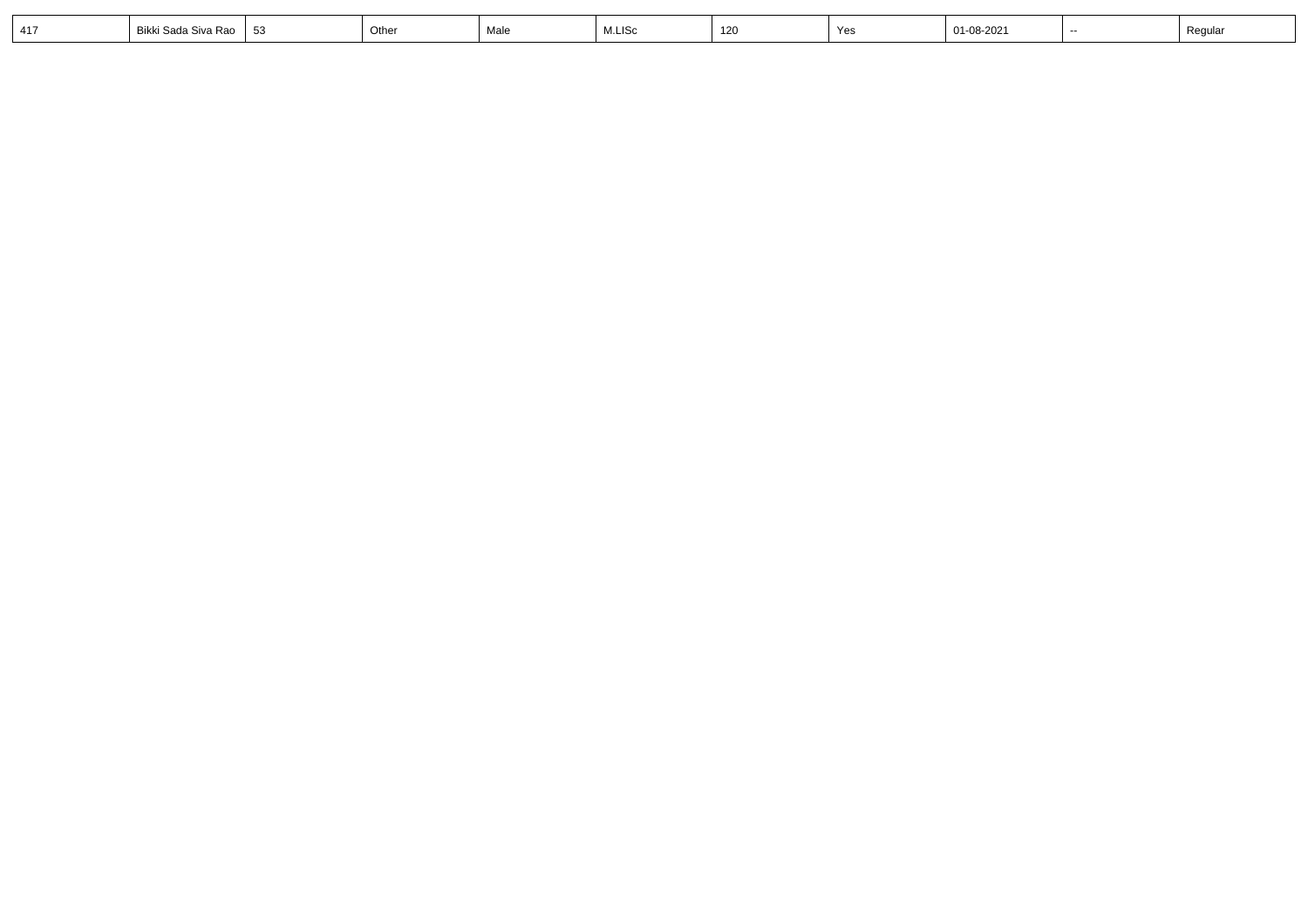| | | | | | | | | | | |
|---|---|---|---|---|---|---|---|---|---|---|
| 417 | Bikki Sada Siva Rao | 53 | Other | Male | M.LISc | 120 | Yes | 01-08-2021 | -- | Regular |